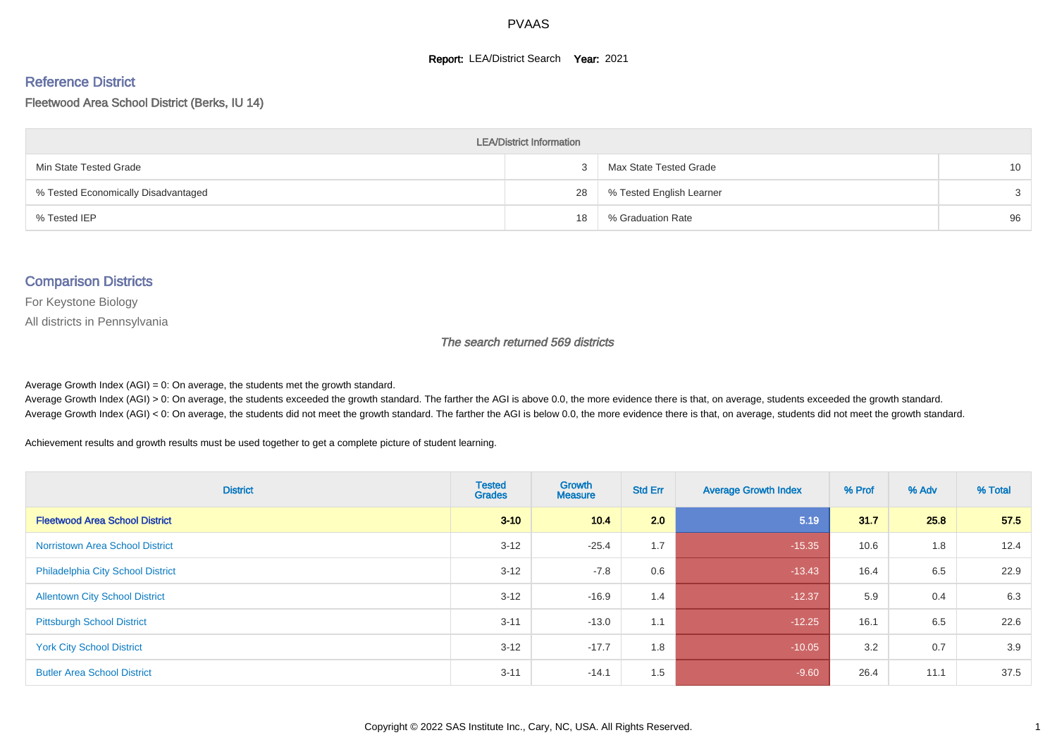# PVAAS

**Report:** LEA/District Search **Year:** 2021

## Reference District

Fleetwood Area School District (Berks, IU 14)

| LEA/District Information | | | |
|---|---|---|---|
| Min State Tested Grade | 3 | Max State Tested Grade | 10 |
| % Tested Economically Disadvantaged | 28 | % Tested English Learner | 3 |
| % Tested IEP | 18 | % Graduation Rate | 96 |

## Comparison Districts

For Keystone Biology

All districts in Pennsylvania

*The search returned 569 districts*

Average Growth Index (AGI) = 0: On average, the students met the growth standard.

Average Growth Index (AGI) > 0: On average, the students exceeded the growth standard. The farther the AGI is above 0.0, the more evidence there is that, on average, students exceeded the growth standard.

Average Growth Index (AGI) < 0: On average, the students did not meet the growth standard. The farther the AGI is below 0.0, the more evidence there is that, on average, students did not meet the growth standard.

Achievement results and growth results must be used together to get a complete picture of student learning.

| District | Tested Grades | Growth Measure | Std Err | Average Growth Index | % Prof | % Adv | % Total |
|---|---|---|---|---|---|---|---|
| **Fleetwood Area School District** | **3-10** | **10.4** | **2.0** | **5.19** | **31.7** | **25.8** | **57.5** |
| Norristown Area School District | 3-12 | -25.4 | 1.7 | -15.35 | 10.6 | 1.8 | 12.4 |
| Philadelphia City School District | 3-12 | -7.8 | 0.6 | -13.43 | 16.4 | 6.5 | 22.9 |
| Allentown City School District | 3-12 | -16.9 | 1.4 | -12.37 | 5.9 | 0.4 | 6.3 |
| Pittsburgh School District | 3-11 | -13.0 | 1.1 | -12.25 | 16.1 | 6.5 | 22.6 |
| York City School District | 3-12 | -17.7 | 1.8 | -10.05 | 3.2 | 0.7 | 3.9 |
| Butler Area School District | 3-11 | -14.1 | 1.5 | -9.60 | 26.4 | 11.1 | 37.5 |

Copyright © 2022 SAS Institute Inc., Cary, NC, USA. All Rights Reserved.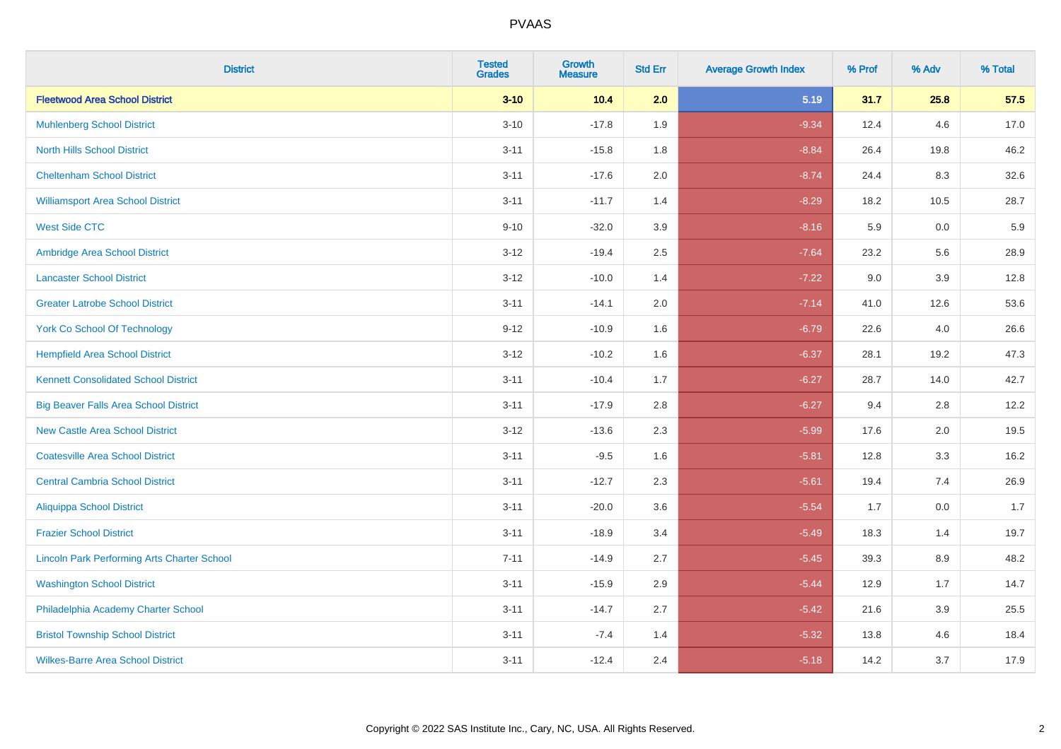| District | Tested Grades | Growth Measure | Std Err | Average Growth Index | % Prof | % Adv | % Total |
|---|---|---|---|---|---|---|---|
| **Fleetwood Area School District** | **3-10** | **10.4** | **2.0** | **5.19** | **31.7** | **25.8** | **57.5** |
| Muhlenberg School District | 3-10 | -17.8 | 1.9 | -9.34 | 12.4 | 4.6 | 17.0 |
| North Hills School District | 3-11 | -15.8 | 1.8 | -8.84 | 26.4 | 19.8 | 46.2 |
| Cheltenham School District | 3-11 | -17.6 | 2.0 | -8.74 | 24.4 | 8.3 | 32.6 |
| Williamsport Area School District | 3-11 | -11.7 | 1.4 | -8.29 | 18.2 | 10.5 | 28.7 |
| West Side CTC | 9-10 | -32.0 | 3.9 | -8.16 | 5.9 | 0.0 | 5.9 |
| Ambridge Area School District | 3-12 | -19.4 | 2.5 | -7.64 | 23.2 | 5.6 | 28.9 |
| Lancaster School District | 3-12 | -10.0 | 1.4 | -7.22 | 9.0 | 3.9 | 12.8 |
| Greater Latrobe School District | 3-11 | -14.1 | 2.0 | -7.14 | 41.0 | 12.6 | 53.6 |
| York Co School Of Technology | 9-12 | -10.9 | 1.6 | -6.79 | 22.6 | 4.0 | 26.6 |
| Hempfield Area School District | 3-12 | -10.2 | 1.6 | -6.37 | 28.1 | 19.2 | 47.3 |
| Kennett Consolidated School District | 3-11 | -10.4 | 1.7 | -6.27 | 28.7 | 14.0 | 42.7 |
| Big Beaver Falls Area School District | 3-11 | -17.9 | 2.8 | -6.27 | 9.4 | 2.8 | 12.2 |
| New Castle Area School District | 3-12 | -13.6 | 2.3 | -5.99 | 17.6 | 2.0 | 19.5 |
| Coatesville Area School District | 3-11 | -9.5 | 1.6 | -5.81 | 12.8 | 3.3 | 16.2 |
| Central Cambria School District | 3-11 | -12.7 | 2.3 | -5.61 | 19.4 | 7.4 | 26.9 |
| Aliquippa School District | 3-11 | -20.0 | 3.6 | -5.54 | 1.7 | 0.0 | 1.7 |
| Frazier School District | 3-11 | -18.9 | 3.4 | -5.49 | 18.3 | 1.4 | 19.7 |
| Lincoln Park Performing Arts Charter School | 7-11 | -14.9 | 2.7 | -5.45 | 39.3 | 8.9 | 48.2 |
| Washington School District | 3-11 | -15.9 | 2.9 | -5.44 | 12.9 | 1.7 | 14.7 |
| Philadelphia Academy Charter School | 3-11 | -14.7 | 2.7 | -5.42 | 21.6 | 3.9 | 25.5 |
| Bristol Township School District | 3-11 | -7.4 | 1.4 | -5.32 | 13.8 | 4.6 | 18.4 |
| Wilkes-Barre Area School District | 3-11 | -12.4 | 2.4 | -5.18 | 14.2 | 3.7 | 17.9 |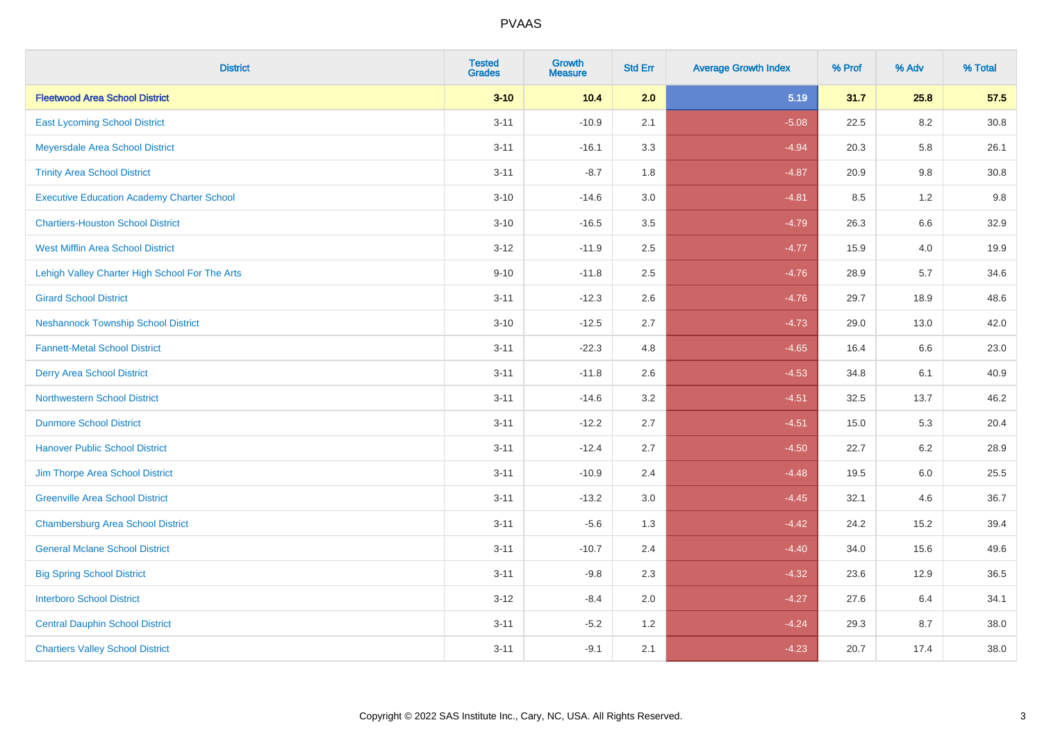| District | Tested Grades | Growth Measure | Std Err | Average Growth Index | % Prof | % Adv | % Total |
|---|---|---|---|---|---|---|---|
| **Fleetwood Area School District** | **3-10** | **10.4** | **2.0** | **5.19** | **31.7** | **25.8** | **57.5** |
| East Lycoming School District | 3-11 | -10.9 | 2.1 | -5.08 | 22.5 | 8.2 | 30.8 |
| Meyersdale Area School District | 3-11 | -16.1 | 3.3 | -4.94 | 20.3 | 5.8 | 26.1 |
| Trinity Area School District | 3-11 | -8.7 | 1.8 | -4.87 | 20.9 | 9.8 | 30.8 |
| Executive Education Academy Charter School | 3-10 | -14.6 | 3.0 | -4.81 | 8.5 | 1.2 | 9.8 |
| Chartiers-Houston School District | 3-10 | -16.5 | 3.5 | -4.79 | 26.3 | 6.6 | 32.9 |
| West Mifflin Area School District | 3-12 | -11.9 | 2.5 | -4.77 | 15.9 | 4.0 | 19.9 |
| Lehigh Valley Charter High School For The Arts | 9-10 | -11.8 | 2.5 | -4.76 | 28.9 | 5.7 | 34.6 |
| Girard School District | 3-11 | -12.3 | 2.6 | -4.76 | 29.7 | 18.9 | 48.6 |
| Neshannock Township School District | 3-10 | -12.5 | 2.7 | -4.73 | 29.0 | 13.0 | 42.0 |
| Fannett-Metal School District | 3-11 | -22.3 | 4.8 | -4.65 | 16.4 | 6.6 | 23.0 |
| Derry Area School District | 3-11 | -11.8 | 2.6 | -4.53 | 34.8 | 6.1 | 40.9 |
| Northwestern School District | 3-11 | -14.6 | 3.2 | -4.51 | 32.5 | 13.7 | 46.2 |
| Dunmore School District | 3-11 | -12.2 | 2.7 | -4.51 | 15.0 | 5.3 | 20.4 |
| Hanover Public School District | 3-11 | -12.4 | 2.7 | -4.50 | 22.7 | 6.2 | 28.9 |
| Jim Thorpe Area School District | 3-11 | -10.9 | 2.4 | -4.48 | 19.5 | 6.0 | 25.5 |
| Greenville Area School District | 3-11 | -13.2 | 3.0 | -4.45 | 32.1 | 4.6 | 36.7 |
| Chambersburg Area School District | 3-11 | -5.6 | 1.3 | -4.42 | 24.2 | 15.2 | 39.4 |
| General Mclane School District | 3-11 | -10.7 | 2.4 | -4.40 | 34.0 | 15.6 | 49.6 |
| Big Spring School District | 3-11 | -9.8 | 2.3 | -4.32 | 23.6 | 12.9 | 36.5 |
| Interboro School District | 3-12 | -8.4 | 2.0 | -4.27 | 27.6 | 6.4 | 34.1 |
| Central Dauphin School District | 3-11 | -5.2 | 1.2 | -4.24 | 29.3 | 8.7 | 38.0 |
| Chartiers Valley School District | 3-11 | -9.1 | 2.1 | -4.23 | 20.7 | 17.4 | 38.0 |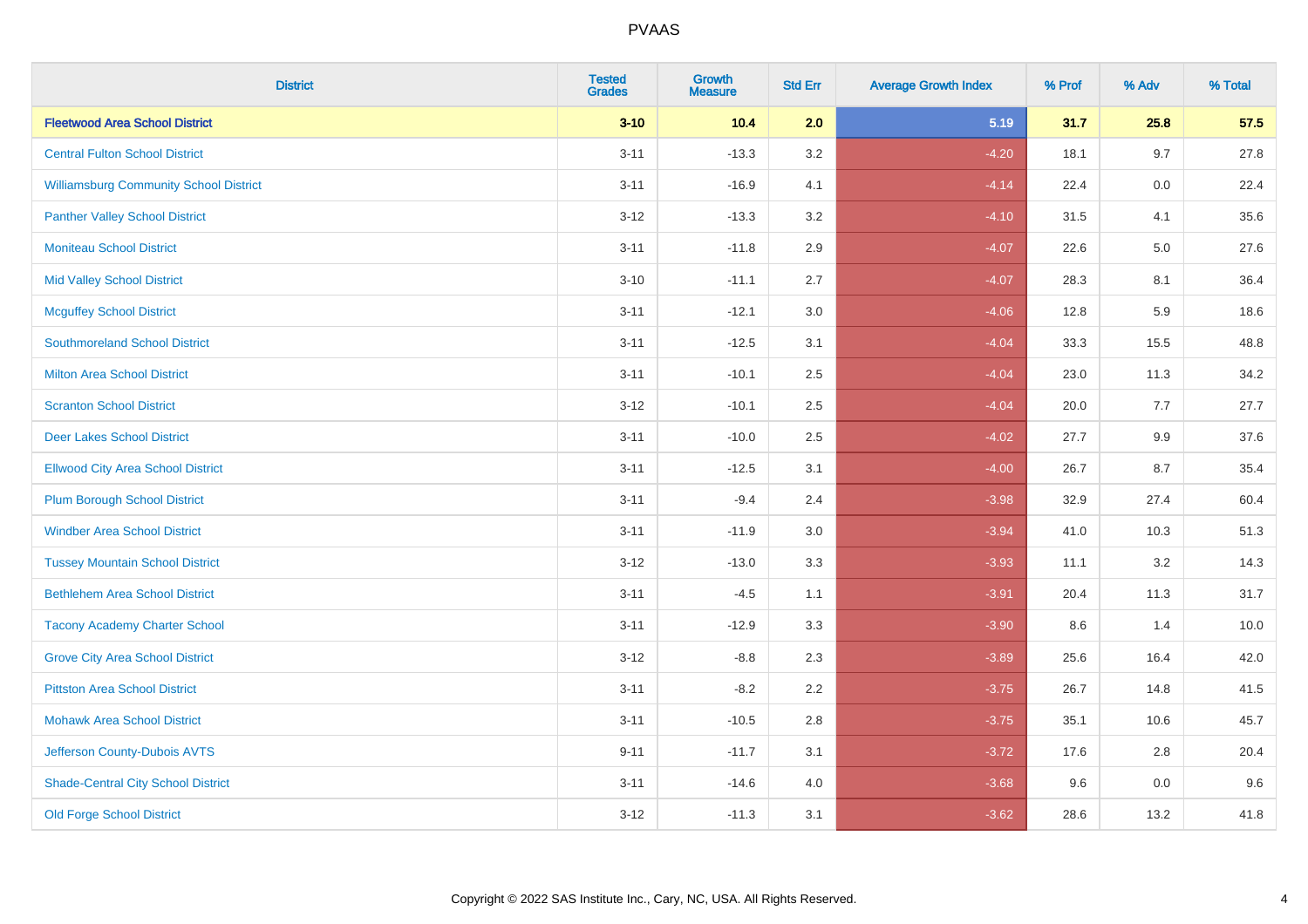# PVAAS

| District | Tested Grades | Growth Measure | Std Err | Average Growth Index | % Prof | % Adv | % Total |
|---|---|---|---|---|---|---|---|
| **Fleetwood Area School District** | **3-10** | **10.4** | **2.0** | **5.19** | **31.7** | **25.8** | **57.5** |
| Central Fulton School District | 3-11 | -13.3 | 3.2 | -4.20 | 18.1 | 9.7 | 27.8 |
| Williamsburg Community School District | 3-11 | -16.9 | 4.1 | -4.14 | 22.4 | 0.0 | 22.4 |
| Panther Valley School District | 3-12 | -13.3 | 3.2 | -4.10 | 31.5 | 4.1 | 35.6 |
| Moniteau School District | 3-11 | -11.8 | 2.9 | -4.07 | 22.6 | 5.0 | 27.6 |
| Mid Valley School District | 3-10 | -11.1 | 2.7 | -4.07 | 28.3 | 8.1 | 36.4 |
| Mcguffey School District | 3-11 | -12.1 | 3.0 | -4.06 | 12.8 | 5.9 | 18.6 |
| Southmoreland School District | 3-11 | -12.5 | 3.1 | -4.04 | 33.3 | 15.5 | 48.8 |
| Milton Area School District | 3-11 | -10.1 | 2.5 | -4.04 | 23.0 | 11.3 | 34.2 |
| Scranton School District | 3-12 | -10.1 | 2.5 | -4.04 | 20.0 | 7.7 | 27.7 |
| Deer Lakes School District | 3-11 | -10.0 | 2.5 | -4.02 | 27.7 | 9.9 | 37.6 |
| Ellwood City Area School District | 3-11 | -12.5 | 3.1 | -4.00 | 26.7 | 8.7 | 35.4 |
| Plum Borough School District | 3-11 | -9.4 | 2.4 | -3.98 | 32.9 | 27.4 | 60.4 |
| Windber Area School District | 3-11 | -11.9 | 3.0 | -3.94 | 41.0 | 10.3 | 51.3 |
| Tussey Mountain School District | 3-12 | -13.0 | 3.3 | -3.93 | 11.1 | 3.2 | 14.3 |
| Bethlehem Area School District | 3-11 | -4.5 | 1.1 | -3.91 | 20.4 | 11.3 | 31.7 |
| Tacony Academy Charter School | 3-11 | -12.9 | 3.3 | -3.90 | 8.6 | 1.4 | 10.0 |
| Grove City Area School District | 3-12 | -8.8 | 2.3 | -3.89 | 25.6 | 16.4 | 42.0 |
| Pittston Area School District | 3-11 | -8.2 | 2.2 | -3.75 | 26.7 | 14.8 | 41.5 |
| Mohawk Area School District | 3-11 | -10.5 | 2.8 | -3.75 | 35.1 | 10.6 | 45.7 |
| Jefferson County-Dubois AVTS | 9-11 | -11.7 | 3.1 | -3.72 | 17.6 | 2.8 | 20.4 |
| Shade-Central City School District | 3-11 | -14.6 | 4.0 | -3.68 | 9.6 | 0.0 | 9.6 |
| Old Forge School District | 3-12 | -11.3 | 3.1 | -3.62 | 28.6 | 13.2 | 41.8 |

Copyright © 2022 SAS Institute Inc., Cary, NC, USA. All Rights Reserved.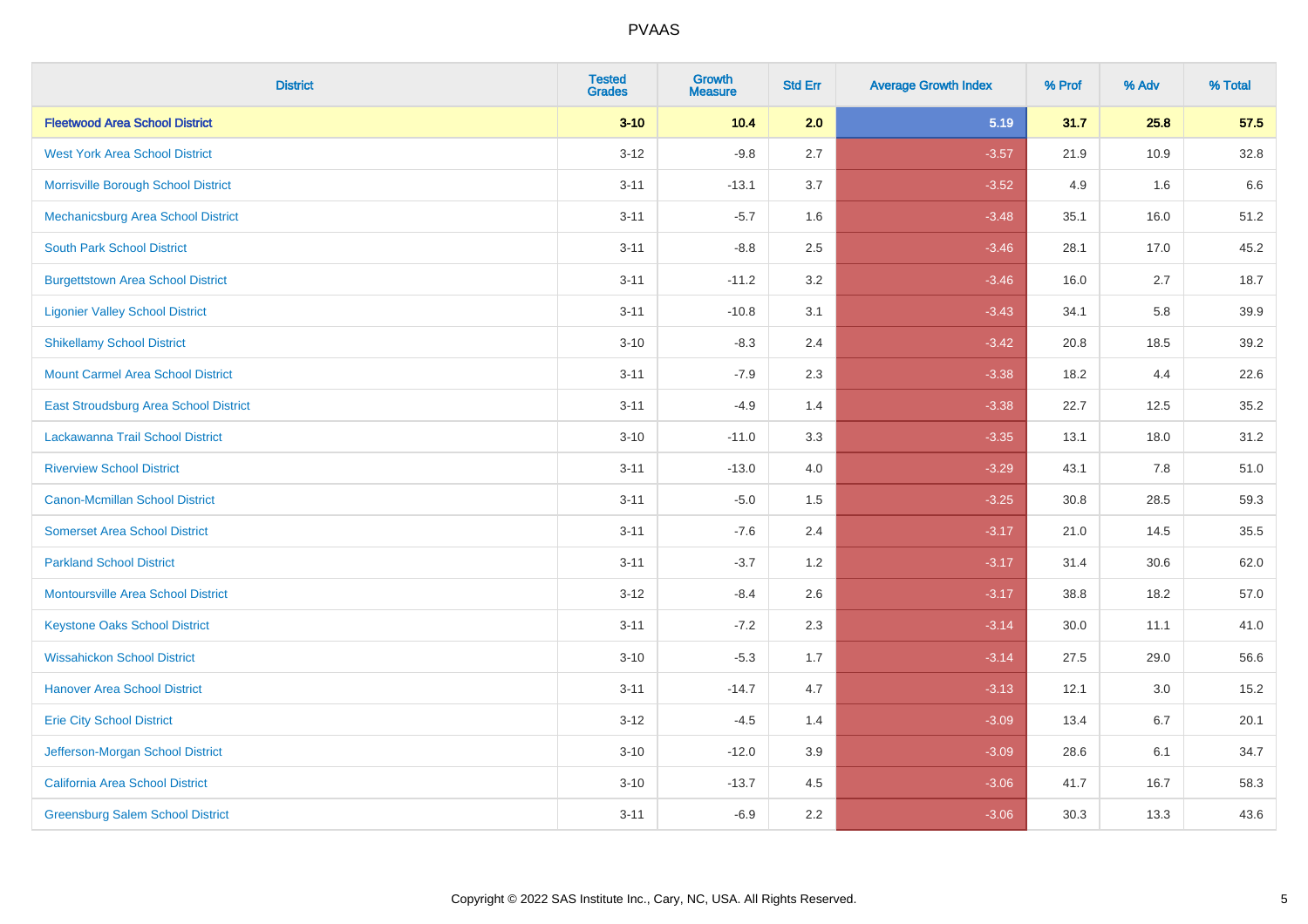PVAAS

| District | Tested Grades | Growth Measure | Std Err | Average Growth Index | % Prof | % Adv | % Total |
|---|---|---|---|---|---|---|---|
| **Fleetwood Area School District** | **3-10** | **10.4** | **2.0** | **5.19** | **31.7** | **25.8** | **57.5** |
| West York Area School District | 3-12 | -9.8 | 2.7 | -3.57 | 21.9 | 10.9 | 32.8 |
| Morrisville Borough School District | 3-11 | -13.1 | 3.7 | -3.52 | 4.9 | 1.6 | 6.6 |
| Mechanicsburg Area School District | 3-11 | -5.7 | 1.6 | -3.48 | 35.1 | 16.0 | 51.2 |
| South Park School District | 3-11 | -8.8 | 2.5 | -3.46 | 28.1 | 17.0 | 45.2 |
| Burgettstown Area School District | 3-11 | -11.2 | 3.2 | -3.46 | 16.0 | 2.7 | 18.7 |
| Ligonier Valley School District | 3-11 | -10.8 | 3.1 | -3.43 | 34.1 | 5.8 | 39.9 |
| Shikellamy School District | 3-10 | -8.3 | 2.4 | -3.42 | 20.8 | 18.5 | 39.2 |
| Mount Carmel Area School District | 3-11 | -7.9 | 2.3 | -3.38 | 18.2 | 4.4 | 22.6 |
| East Stroudsburg Area School District | 3-11 | -4.9 | 1.4 | -3.38 | 22.7 | 12.5 | 35.2 |
| Lackawanna Trail School District | 3-10 | -11.0 | 3.3 | -3.35 | 13.1 | 18.0 | 31.2 |
| Riverview School District | 3-11 | -13.0 | 4.0 | -3.29 | 43.1 | 7.8 | 51.0 |
| Canon-Mcmillan School District | 3-11 | -5.0 | 1.5 | -3.25 | 30.8 | 28.5 | 59.3 |
| Somerset Area School District | 3-11 | -7.6 | 2.4 | -3.17 | 21.0 | 14.5 | 35.5 |
| Parkland School District | 3-11 | -3.7 | 1.2 | -3.17 | 31.4 | 30.6 | 62.0 |
| Montoursville Area School District | 3-12 | -8.4 | 2.6 | -3.17 | 38.8 | 18.2 | 57.0 |
| Keystone Oaks School District | 3-11 | -7.2 | 2.3 | -3.14 | 30.0 | 11.1 | 41.0 |
| Wissahickon School District | 3-10 | -5.3 | 1.7 | -3.14 | 27.5 | 29.0 | 56.6 |
| Hanover Area School District | 3-11 | -14.7 | 4.7 | -3.13 | 12.1 | 3.0 | 15.2 |
| Erie City School District | 3-12 | -4.5 | 1.4 | -3.09 | 13.4 | 6.7 | 20.1 |
| Jefferson-Morgan School District | 3-10 | -12.0 | 3.9 | -3.09 | 28.6 | 6.1 | 34.7 |
| California Area School District | 3-10 | -13.7 | 4.5 | -3.06 | 41.7 | 16.7 | 58.3 |
| Greensburg Salem School District | 3-11 | -6.9 | 2.2 | -3.06 | 30.3 | 13.3 | 43.6 |

Copyright © 2022 SAS Institute Inc., Cary, NC, USA. All Rights Reserved.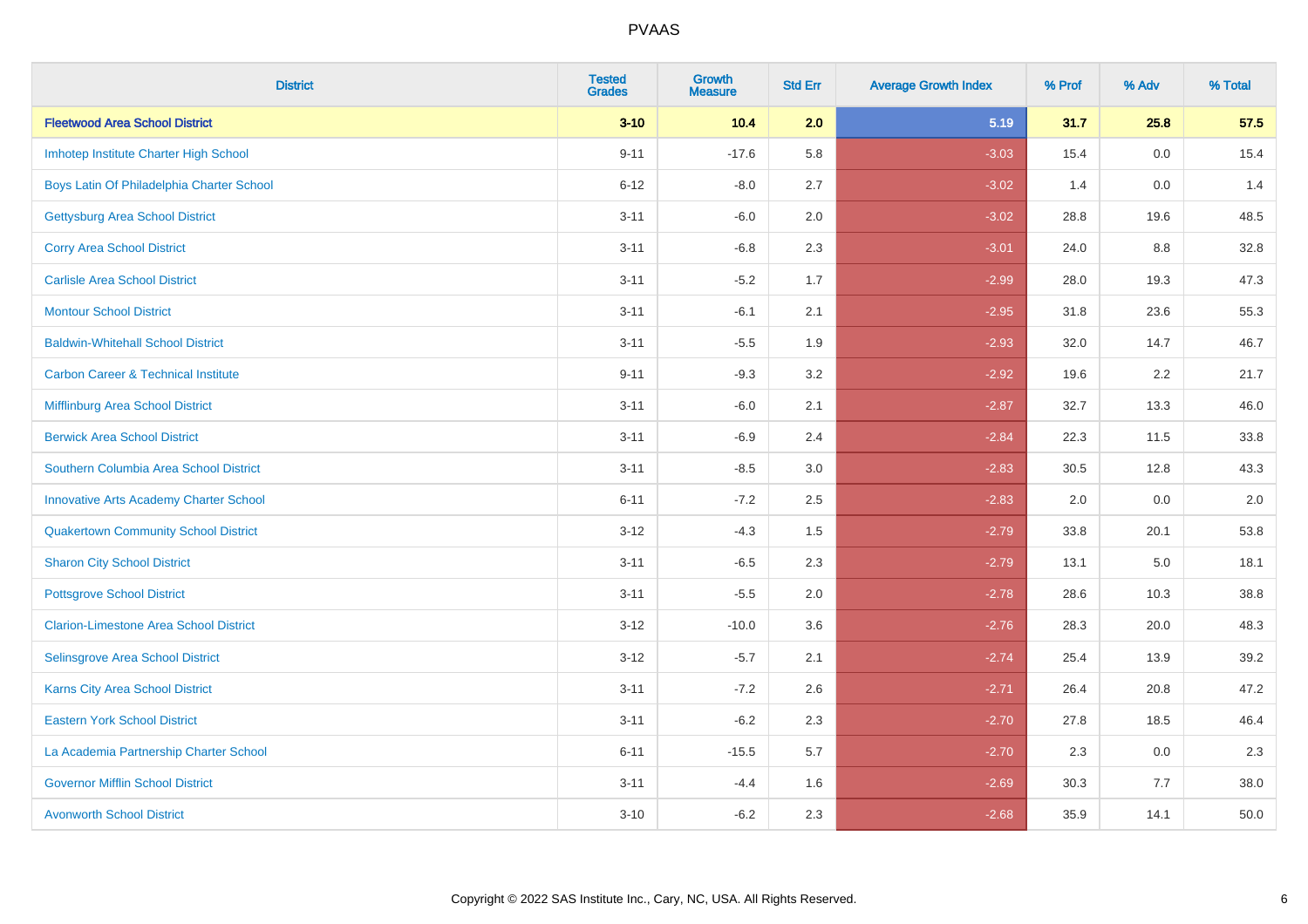# PVAAS

| District | Tested Grades | Growth Measure | Std Err | Average Growth Index | % Prof | % Adv | % Total |
|---|---|---|---|---|---|---|---|
| **Fleetwood Area School District** | **3-10** | **10.4** | **2.0** | **5.19** | **31.7** | **25.8** | **57.5** |
| Imhotep Institute Charter High School | 9-11 | -17.6 | 5.8 | -3.03 | 15.4 | 0.0 | 15.4 |
| Boys Latin Of Philadelphia Charter School | 6-12 | -8.0 | 2.7 | -3.02 | 1.4 | 0.0 | 1.4 |
| Gettysburg Area School District | 3-11 | -6.0 | 2.0 | -3.02 | 28.8 | 19.6 | 48.5 |
| Corry Area School District | 3-11 | -6.8 | 2.3 | -3.01 | 24.0 | 8.8 | 32.8 |
| Carlisle Area School District | 3-11 | -5.2 | 1.7 | -2.99 | 28.0 | 19.3 | 47.3 |
| Montour School District | 3-11 | -6.1 | 2.1 | -2.95 | 31.8 | 23.6 | 55.3 |
| Baldwin-Whitehall School District | 3-11 | -5.5 | 1.9 | -2.93 | 32.0 | 14.7 | 46.7 |
| Carbon Career & Technical Institute | 9-11 | -9.3 | 3.2 | -2.92 | 19.6 | 2.2 | 21.7 |
| Mifflinburg Area School District | 3-11 | -6.0 | 2.1 | -2.87 | 32.7 | 13.3 | 46.0 |
| Berwick Area School District | 3-11 | -6.9 | 2.4 | -2.84 | 22.3 | 11.5 | 33.8 |
| Southern Columbia Area School District | 3-11 | -8.5 | 3.0 | -2.83 | 30.5 | 12.8 | 43.3 |
| Innovative Arts Academy Charter School | 6-11 | -7.2 | 2.5 | -2.83 | 2.0 | 0.0 | 2.0 |
| Quakertown Community School District | 3-12 | -4.3 | 1.5 | -2.79 | 33.8 | 20.1 | 53.8 |
| Sharon City School District | 3-11 | -6.5 | 2.3 | -2.79 | 13.1 | 5.0 | 18.1 |
| Pottsgrove School District | 3-11 | -5.5 | 2.0 | -2.78 | 28.6 | 10.3 | 38.8 |
| Clarion-Limestone Area School District | 3-12 | -10.0 | 3.6 | -2.76 | 28.3 | 20.0 | 48.3 |
| Selinsgrove Area School District | 3-12 | -5.7 | 2.1 | -2.74 | 25.4 | 13.9 | 39.2 |
| Karns City Area School District | 3-11 | -7.2 | 2.6 | -2.71 | 26.4 | 20.8 | 47.2 |
| Eastern York School District | 3-11 | -6.2 | 2.3 | -2.70 | 27.8 | 18.5 | 46.4 |
| La Academia Partnership Charter School | 6-11 | -15.5 | 5.7 | -2.70 | 2.3 | 0.0 | 2.3 |
| Governor Mifflin School District | 3-11 | -4.4 | 1.6 | -2.69 | 30.3 | 7.7 | 38.0 |
| Avonworth School District | 3-10 | -6.2 | 2.3 | -2.68 | 35.9 | 14.1 | 50.0 |

Copyright © 2022 SAS Institute Inc., Cary, NC, USA. All Rights Reserved.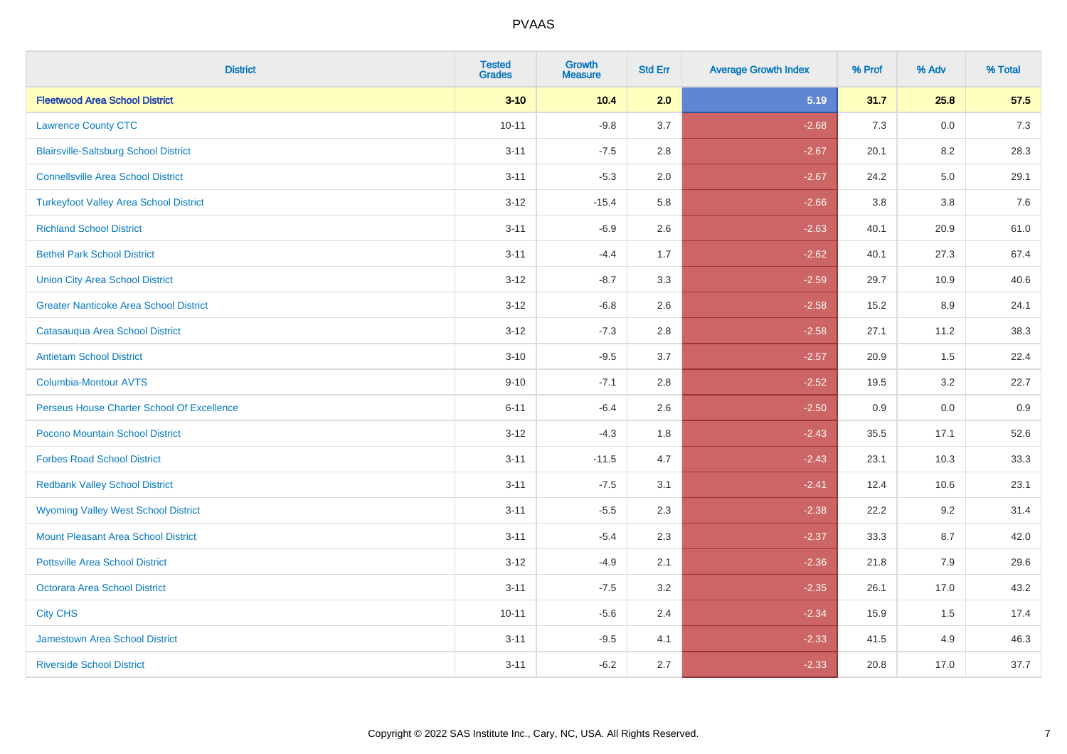# PVAAS

| District | Tested Grades | Growth Measure | Std Err | Average Growth Index | % Prof | % Adv | % Total |
|---|---|---|---|---|---|---|---|
| **Fleetwood Area School District** | **3-10** | **10.4** | **2.0** | **5.19** | **31.7** | **25.8** | **57.5** |
| Lawrence County CTC | 10-11 | -9.8 | 3.7 | -2.68 | 7.3 | 0.0 | 7.3 |
| Blairsville-Saltsburg School District | 3-11 | -7.5 | 2.8 | -2.67 | 20.1 | 8.2 | 28.3 |
| Connellsville Area School District | 3-11 | -5.3 | 2.0 | -2.67 | 24.2 | 5.0 | 29.1 |
| Turkeyfoot Valley Area School District | 3-12 | -15.4 | 5.8 | -2.66 | 3.8 | 3.8 | 7.6 |
| Richland School District | 3-11 | -6.9 | 2.6 | -2.63 | 40.1 | 20.9 | 61.0 |
| Bethel Park School District | 3-11 | -4.4 | 1.7 | -2.62 | 40.1 | 27.3 | 67.4 |
| Union City Area School District | 3-12 | -8.7 | 3.3 | -2.59 | 29.7 | 10.9 | 40.6 |
| Greater Nanticoke Area School District | 3-12 | -6.8 | 2.6 | -2.58 | 15.2 | 8.9 | 24.1 |
| Catasauqua Area School District | 3-12 | -7.3 | 2.8 | -2.58 | 27.1 | 11.2 | 38.3 |
| Antietam School District | 3-10 | -9.5 | 3.7 | -2.57 | 20.9 | 1.5 | 22.4 |
| Columbia-Montour AVTS | 9-10 | -7.1 | 2.8 | -2.52 | 19.5 | 3.2 | 22.7 |
| Perseus House Charter School Of Excellence | 6-11 | -6.4 | 2.6 | -2.50 | 0.9 | 0.0 | 0.9 |
| Pocono Mountain School District | 3-12 | -4.3 | 1.8 | -2.43 | 35.5 | 17.1 | 52.6 |
| Forbes Road School District | 3-11 | -11.5 | 4.7 | -2.43 | 23.1 | 10.3 | 33.3 |
| Redbank Valley School District | 3-11 | -7.5 | 3.1 | -2.41 | 12.4 | 10.6 | 23.1 |
| Wyoming Valley West School District | 3-11 | -5.5 | 2.3 | -2.38 | 22.2 | 9.2 | 31.4 |
| Mount Pleasant Area School District | 3-11 | -5.4 | 2.3 | -2.37 | 33.3 | 8.7 | 42.0 |
| Pottsville Area School District | 3-12 | -4.9 | 2.1 | -2.36 | 21.8 | 7.9 | 29.6 |
| Octorara Area School District | 3-11 | -7.5 | 3.2 | -2.35 | 26.1 | 17.0 | 43.2 |
| City CHS | 10-11 | -5.6 | 2.4 | -2.34 | 15.9 | 1.5 | 17.4 |
| Jamestown Area School District | 3-11 | -9.5 | 4.1 | -2.33 | 41.5 | 4.9 | 46.3 |
| Riverside School District | 3-11 | -6.2 | 2.7 | -2.33 | 20.8 | 17.0 | 37.7 |

Copyright © 2022 SAS Institute Inc., Cary, NC, USA. All Rights Reserved.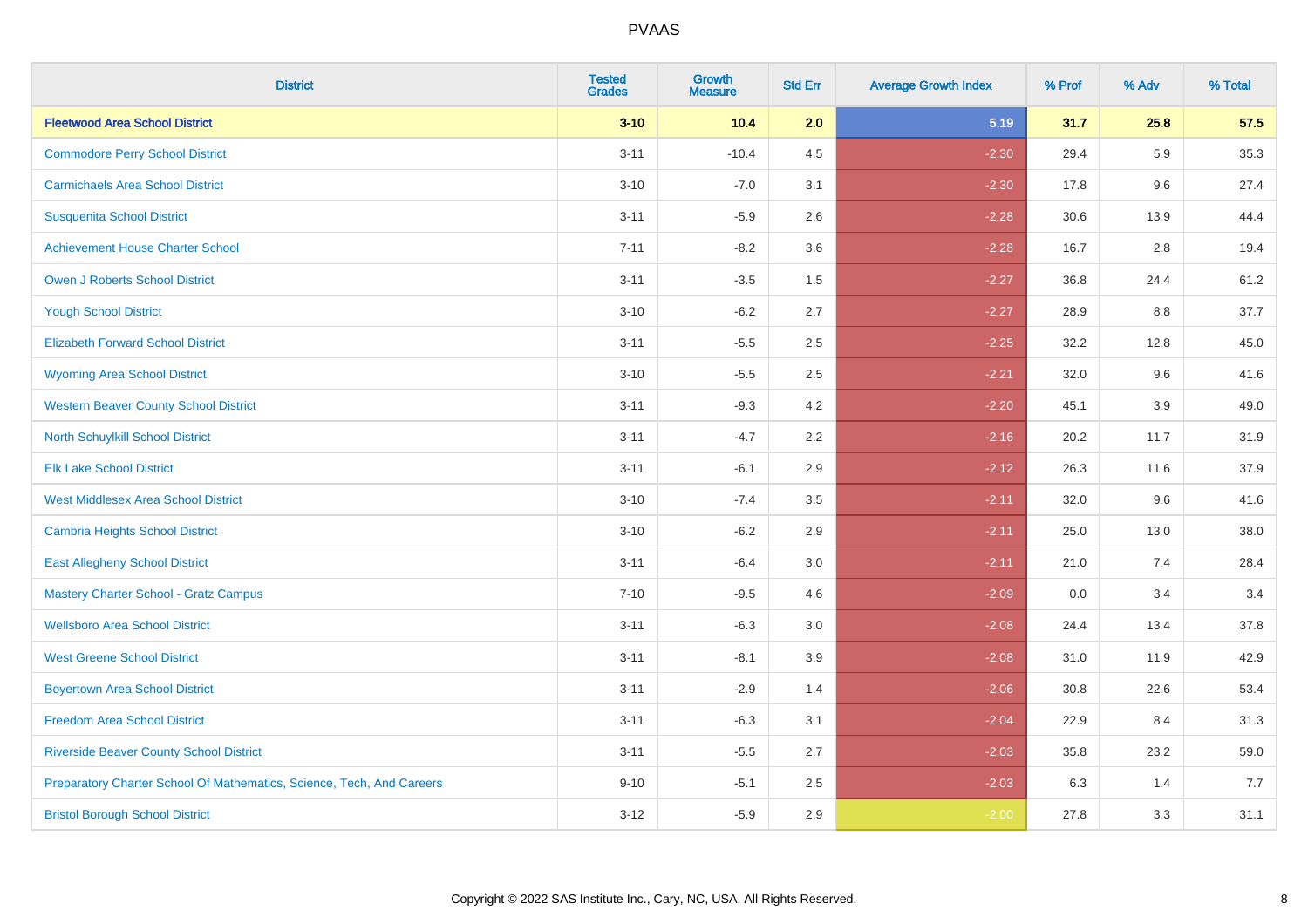# PVAAS

| District | Tested Grades | Growth Measure | Std Err | Average Growth Index | % Prof | % Adv | % Total |
|---|---|---|---|---|---|---|---|
| **Fleetwood Area School District** | **3-10** | **10.4** | **2.0** | **5.19** | **31.7** | **25.8** | **57.5** |
| Commodore Perry School District | 3-11 | -10.4 | 4.5 | -2.30 | 29.4 | 5.9 | 35.3 |
| Carmichaels Area School District | 3-10 | -7.0 | 3.1 | -2.30 | 17.8 | 9.6 | 27.4 |
| Susquenita School District | 3-11 | -5.9 | 2.6 | -2.28 | 30.6 | 13.9 | 44.4 |
| Achievement House Charter School | 7-11 | -8.2 | 3.6 | -2.28 | 16.7 | 2.8 | 19.4 |
| Owen J Roberts School District | 3-11 | -3.5 | 1.5 | -2.27 | 36.8 | 24.4 | 61.2 |
| Yough School District | 3-10 | -6.2 | 2.7 | -2.27 | 28.9 | 8.8 | 37.7 |
| Elizabeth Forward School District | 3-11 | -5.5 | 2.5 | -2.25 | 32.2 | 12.8 | 45.0 |
| Wyoming Area School District | 3-10 | -5.5 | 2.5 | -2.21 | 32.0 | 9.6 | 41.6 |
| Western Beaver County School District | 3-11 | -9.3 | 4.2 | -2.20 | 45.1 | 3.9 | 49.0 |
| North Schuylkill School District | 3-11 | -4.7 | 2.2 | -2.16 | 20.2 | 11.7 | 31.9 |
| Elk Lake School District | 3-11 | -6.1 | 2.9 | -2.12 | 26.3 | 11.6 | 37.9 |
| West Middlesex Area School District | 3-10 | -7.4 | 3.5 | -2.11 | 32.0 | 9.6 | 41.6 |
| Cambria Heights School District | 3-10 | -6.2 | 2.9 | -2.11 | 25.0 | 13.0 | 38.0 |
| East Allegheny School District | 3-11 | -6.4 | 3.0 | -2.11 | 21.0 | 7.4 | 28.4 |
| Mastery Charter School - Gratz Campus | 7-10 | -9.5 | 4.6 | -2.09 | 0.0 | 3.4 | 3.4 |
| Wellsboro Area School District | 3-11 | -6.3 | 3.0 | -2.08 | 24.4 | 13.4 | 37.8 |
| West Greene School District | 3-11 | -8.1 | 3.9 | -2.08 | 31.0 | 11.9 | 42.9 |
| Boyertown Area School District | 3-11 | -2.9 | 1.4 | -2.06 | 30.8 | 22.6 | 53.4 |
| Freedom Area School District | 3-11 | -6.3 | 3.1 | -2.04 | 22.9 | 8.4 | 31.3 |
| Riverside Beaver County School District | 3-11 | -5.5 | 2.7 | -2.03 | 35.8 | 23.2 | 59.0 |
| Preparatory Charter School Of Mathematics, Science, Tech, And Careers | 9-10 | -5.1 | 2.5 | -2.03 | 6.3 | 1.4 | 7.7 |
| Bristol Borough School District | 3-12 | -5.9 | 2.9 | -2.00 | 27.8 | 3.3 | 31.1 |

Copyright © 2022 SAS Institute Inc., Cary, NC, USA. All Rights Reserved.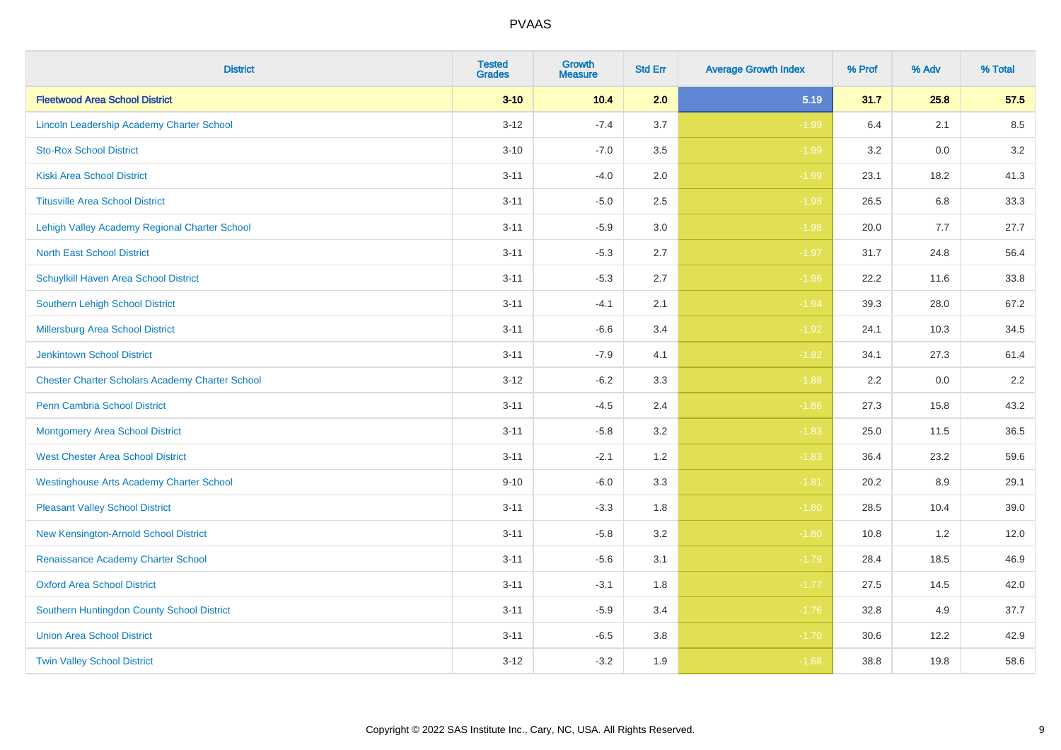| District | Tested Grades | Growth Measure | Std Err | Average Growth Index | % Prof | % Adv | % Total |
|---|---|---|---|---|---|---|---|
| **Fleetwood Area School District** | **3-10** | **10.4** | **2.0** | **5.19** | **31.7** | **25.8** | **57.5** |
| Lincoln Leadership Academy Charter School | 3-12 | -7.4 | 3.7 | -1.99 | 6.4 | 2.1 | 8.5 |
| Sto-Rox School District | 3-10 | -7.0 | 3.5 | -1.99 | 3.2 | 0.0 | 3.2 |
| Kiski Area School District | 3-11 | -4.0 | 2.0 | -1.99 | 23.1 | 18.2 | 41.3 |
| Titusville Area School District | 3-11 | -5.0 | 2.5 | -1.98 | 26.5 | 6.8 | 33.3 |
| Lehigh Valley Academy Regional Charter School | 3-11 | -5.9 | 3.0 | -1.98 | 20.0 | 7.7 | 27.7 |
| North East School District | 3-11 | -5.3 | 2.7 | -1.97 | 31.7 | 24.8 | 56.4 |
| Schuylkill Haven Area School District | 3-11 | -5.3 | 2.7 | -1.96 | 22.2 | 11.6 | 33.8 |
| Southern Lehigh School District | 3-11 | -4.1 | 2.1 | -1.94 | 39.3 | 28.0 | 67.2 |
| Millersburg Area School District | 3-11 | -6.6 | 3.4 | -1.92 | 24.1 | 10.3 | 34.5 |
| Jenkintown School District | 3-11 | -7.9 | 4.1 | -1.92 | 34.1 | 27.3 | 61.4 |
| Chester Charter Scholars Academy Charter School | 3-12 | -6.2 | 3.3 | -1.88 | 2.2 | 0.0 | 2.2 |
| Penn Cambria School District | 3-11 | -4.5 | 2.4 | -1.86 | 27.3 | 15.8 | 43.2 |
| Montgomery Area School District | 3-11 | -5.8 | 3.2 | -1.83 | 25.0 | 11.5 | 36.5 |
| West Chester Area School District | 3-11 | -2.1 | 1.2 | -1.83 | 36.4 | 23.2 | 59.6 |
| Westinghouse Arts Academy Charter School | 9-10 | -6.0 | 3.3 | -1.81 | 20.2 | 8.9 | 29.1 |
| Pleasant Valley School District | 3-11 | -3.3 | 1.8 | -1.80 | 28.5 | 10.4 | 39.0 |
| New Kensington-Arnold School District | 3-11 | -5.8 | 3.2 | -1.80 | 10.8 | 1.2 | 12.0 |
| Renaissance Academy Charter School | 3-11 | -5.6 | 3.1 | -1.79 | 28.4 | 18.5 | 46.9 |
| Oxford Area School District | 3-11 | -3.1 | 1.8 | -1.77 | 27.5 | 14.5 | 42.0 |
| Southern Huntingdon County School District | 3-11 | -5.9 | 3.4 | -1.76 | 32.8 | 4.9 | 37.7 |
| Union Area School District | 3-11 | -6.5 | 3.8 | -1.70 | 30.6 | 12.2 | 42.9 |
| Twin Valley School District | 3-12 | -3.2 | 1.9 | -1.68 | 38.8 | 19.8 | 58.6 |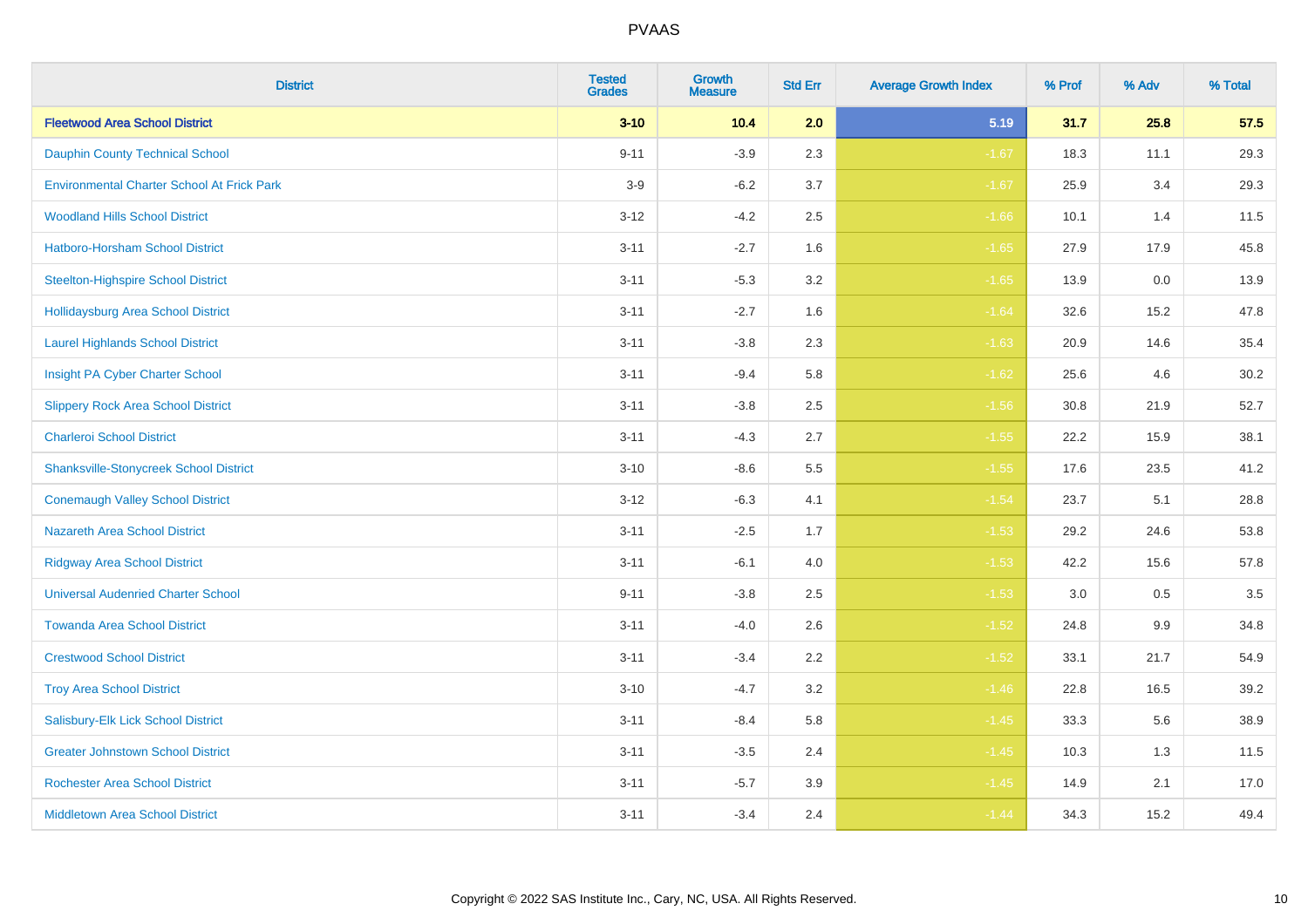| District | Tested Grades | Growth Measure | Std Err | Average Growth Index | % Prof | % Adv | % Total |
|---|---|---|---|---|---|---|---|
| **Fleetwood Area School District** | **3-10** | **10.4** | **2.0** | **5.19** | **31.7** | **25.8** | **57.5** |
| Dauphin County Technical School | 9-11 | -3.9 | 2.3 | -1.67 | 18.3 | 11.1 | 29.3 |
| Environmental Charter School At Frick Park | 3-9 | -6.2 | 3.7 | -1.67 | 25.9 | 3.4 | 29.3 |
| Woodland Hills School District | 3-12 | -4.2 | 2.5 | -1.66 | 10.1 | 1.4 | 11.5 |
| Hatboro-Horsham School District | 3-11 | -2.7 | 1.6 | -1.65 | 27.9 | 17.9 | 45.8 |
| Steelton-Highspire School District | 3-11 | -5.3 | 3.2 | -1.65 | 13.9 | 0.0 | 13.9 |
| Hollidaysburg Area School District | 3-11 | -2.7 | 1.6 | -1.64 | 32.6 | 15.2 | 47.8 |
| Laurel Highlands School District | 3-11 | -3.8 | 2.3 | -1.63 | 20.9 | 14.6 | 35.4 |
| Insight PA Cyber Charter School | 3-11 | -9.4 | 5.8 | -1.62 | 25.6 | 4.6 | 30.2 |
| Slippery Rock Area School District | 3-11 | -3.8 | 2.5 | -1.56 | 30.8 | 21.9 | 52.7 |
| Charleroi School District | 3-11 | -4.3 | 2.7 | -1.55 | 22.2 | 15.9 | 38.1 |
| Shanksville-Stonycreek School District | 3-10 | -8.6 | 5.5 | -1.55 | 17.6 | 23.5 | 41.2 |
| Conemaugh Valley School District | 3-12 | -6.3 | 4.1 | -1.54 | 23.7 | 5.1 | 28.8 |
| Nazareth Area School District | 3-11 | -2.5 | 1.7 | -1.53 | 29.2 | 24.6 | 53.8 |
| Ridgway Area School District | 3-11 | -6.1 | 4.0 | -1.53 | 42.2 | 15.6 | 57.8 |
| Universal Audenried Charter School | 9-11 | -3.8 | 2.5 | -1.53 | 3.0 | 0.5 | 3.5 |
| Towanda Area School District | 3-11 | -4.0 | 2.6 | -1.52 | 24.8 | 9.9 | 34.8 |
| Crestwood School District | 3-11 | -3.4 | 2.2 | -1.52 | 33.1 | 21.7 | 54.9 |
| Troy Area School District | 3-10 | -4.7 | 3.2 | -1.46 | 22.8 | 16.5 | 39.2 |
| Salisbury-Elk Lick School District | 3-11 | -8.4 | 5.8 | -1.45 | 33.3 | 5.6 | 38.9 |
| Greater Johnstown School District | 3-11 | -3.5 | 2.4 | -1.45 | 10.3 | 1.3 | 11.5 |
| Rochester Area School District | 3-11 | -5.7 | 3.9 | -1.45 | 14.9 | 2.1 | 17.0 |
| Middletown Area School District | 3-11 | -3.4 | 2.4 | -1.44 | 34.3 | 15.2 | 49.4 |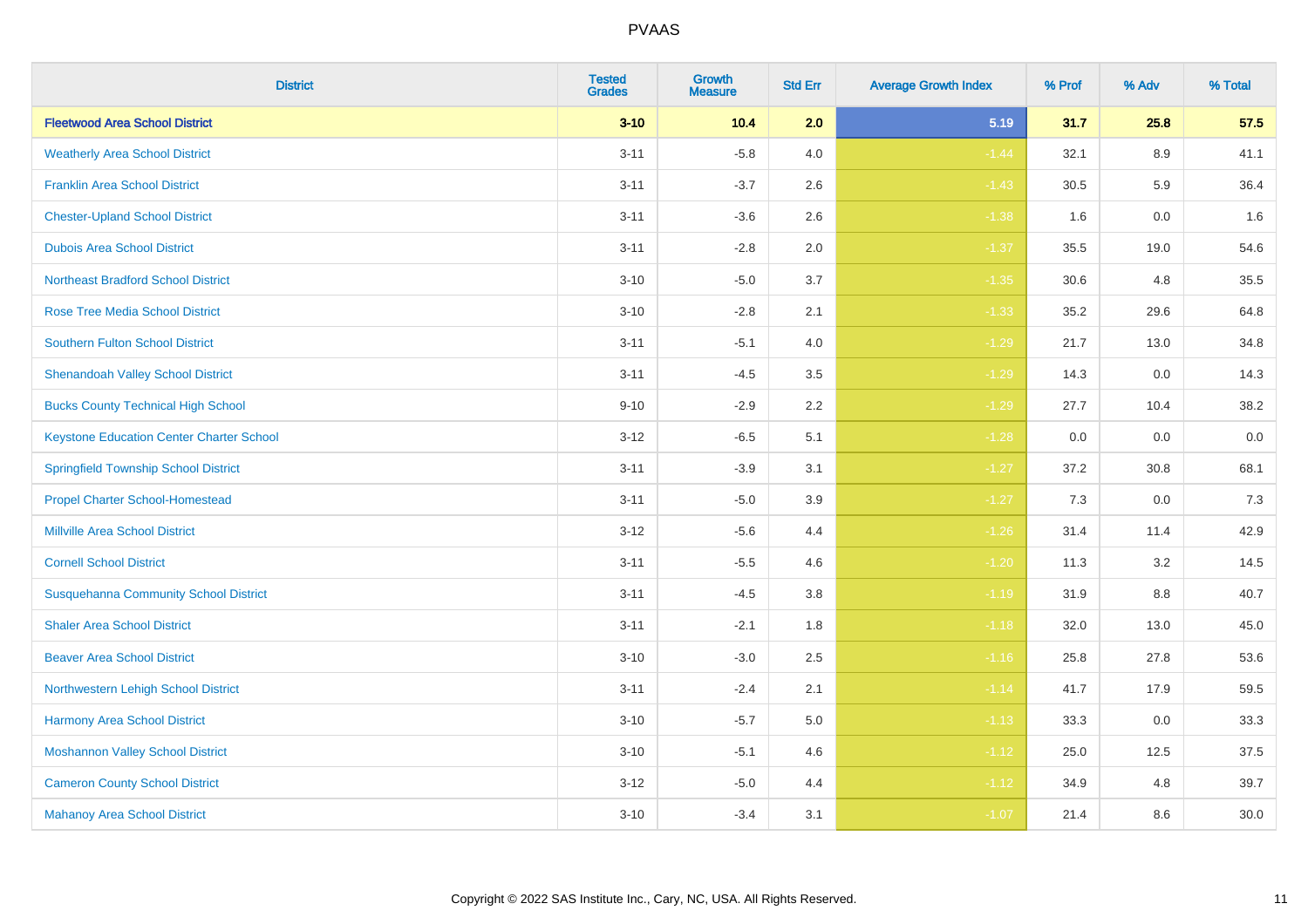# PVAAS

| District | Tested Grades | Growth Measure | Std Err | Average Growth Index | % Prof | % Adv | % Total |
|---|---|---|---|---|---|---|---|
| **Fleetwood Area School District** | **3-10** | **10.4** | **2.0** | **5.19** | **31.7** | **25.8** | **57.5** |
| Weatherly Area School District | 3-11 | -5.8 | 4.0 | -1.44 | 32.1 | 8.9 | 41.1 |
| Franklin Area School District | 3-11 | -3.7 | 2.6 | -1.43 | 30.5 | 5.9 | 36.4 |
| Chester-Upland School District | 3-11 | -3.6 | 2.6 | -1.38 | 1.6 | 0.0 | 1.6 |
| Dubois Area School District | 3-11 | -2.8 | 2.0 | -1.37 | 35.5 | 19.0 | 54.6 |
| Northeast Bradford School District | 3-10 | -5.0 | 3.7 | -1.35 | 30.6 | 4.8 | 35.5 |
| Rose Tree Media School District | 3-10 | -2.8 | 2.1 | -1.33 | 35.2 | 29.6 | 64.8 |
| Southern Fulton School District | 3-11 | -5.1 | 4.0 | -1.29 | 21.7 | 13.0 | 34.8 |
| Shenandoah Valley School District | 3-11 | -4.5 | 3.5 | -1.29 | 14.3 | 0.0 | 14.3 |
| Bucks County Technical High School | 9-10 | -2.9 | 2.2 | -1.29 | 27.7 | 10.4 | 38.2 |
| Keystone Education Center Charter School | 3-12 | -6.5 | 5.1 | -1.28 | 0.0 | 0.0 | 0.0 |
| Springfield Township School District | 3-11 | -3.9 | 3.1 | -1.27 | 37.2 | 30.8 | 68.1 |
| Propel Charter School-Homestead | 3-11 | -5.0 | 3.9 | -1.27 | 7.3 | 0.0 | 7.3 |
| Millville Area School District | 3-12 | -5.6 | 4.4 | -1.26 | 31.4 | 11.4 | 42.9 |
| Cornell School District | 3-11 | -5.5 | 4.6 | -1.20 | 11.3 | 3.2 | 14.5 |
| Susquehanna Community School District | 3-11 | -4.5 | 3.8 | -1.19 | 31.9 | 8.8 | 40.7 |
| Shaler Area School District | 3-11 | -2.1 | 1.8 | -1.18 | 32.0 | 13.0 | 45.0 |
| Beaver Area School District | 3-10 | -3.0 | 2.5 | -1.16 | 25.8 | 27.8 | 53.6 |
| Northwestern Lehigh School District | 3-11 | -2.4 | 2.1 | -1.14 | 41.7 | 17.9 | 59.5 |
| Harmony Area School District | 3-10 | -5.7 | 5.0 | -1.13 | 33.3 | 0.0 | 33.3 |
| Moshannon Valley School District | 3-10 | -5.1 | 4.6 | -1.12 | 25.0 | 12.5 | 37.5 |
| Cameron County School District | 3-12 | -5.0 | 4.4 | -1.12 | 34.9 | 4.8 | 39.7 |
| Mahanoy Area School District | 3-10 | -3.4 | 3.1 | -1.07 | 21.4 | 8.6 | 30.0 |

Copyright © 2022 SAS Institute Inc., Cary, NC, USA. All Rights Reserved.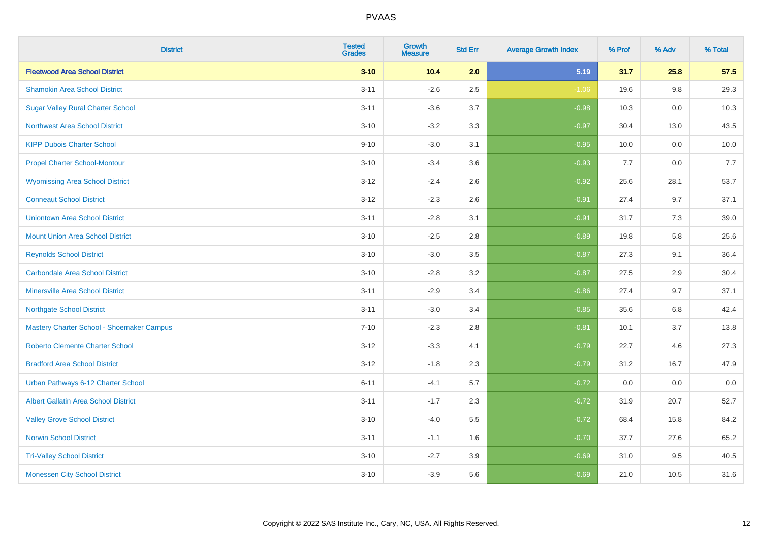# PVAAS

| District | Tested Grades | Growth Measure | Std Err | Average Growth Index | % Prof | % Adv | % Total |
|---|---|---|---|---|---|---|---|
| **Fleetwood Area School District** | **3-10** | **10.4** | **2.0** | **5.19** | **31.7** | **25.8** | **57.5** |
| Shamokin Area School District | 3-11 | -2.6 | 2.5 | -1.06 | 19.6 | 9.8 | 29.3 |
| Sugar Valley Rural Charter School | 3-11 | -3.6 | 3.7 | -0.98 | 10.3 | 0.0 | 10.3 |
| Northwest Area School District | 3-10 | -3.2 | 3.3 | -0.97 | 30.4 | 13.0 | 43.5 |
| KIPP Dubois Charter School | 9-10 | -3.0 | 3.1 | -0.95 | 10.0 | 0.0 | 10.0 |
| Propel Charter School-Montour | 3-10 | -3.4 | 3.6 | -0.93 | 7.7 | 0.0 | 7.7 |
| Wyomissing Area School District | 3-12 | -2.4 | 2.6 | -0.92 | 25.6 | 28.1 | 53.7 |
| Conneaut School District | 3-12 | -2.3 | 2.6 | -0.91 | 27.4 | 9.7 | 37.1 |
| Uniontown Area School District | 3-11 | -2.8 | 3.1 | -0.91 | 31.7 | 7.3 | 39.0 |
| Mount Union Area School District | 3-10 | -2.5 | 2.8 | -0.89 | 19.8 | 5.8 | 25.6 |
| Reynolds School District | 3-10 | -3.0 | 3.5 | -0.87 | 27.3 | 9.1 | 36.4 |
| Carbondale Area School District | 3-10 | -2.8 | 3.2 | -0.87 | 27.5 | 2.9 | 30.4 |
| Minersville Area School District | 3-11 | -2.9 | 3.4 | -0.86 | 27.4 | 9.7 | 37.1 |
| Northgate School District | 3-11 | -3.0 | 3.4 | -0.85 | 35.6 | 6.8 | 42.4 |
| Mastery Charter School - Shoemaker Campus | 7-10 | -2.3 | 2.8 | -0.81 | 10.1 | 3.7 | 13.8 |
| Roberto Clemente Charter School | 3-12 | -3.3 | 4.1 | -0.79 | 22.7 | 4.6 | 27.3 |
| Bradford Area School District | 3-12 | -1.8 | 2.3 | -0.79 | 31.2 | 16.7 | 47.9 |
| Urban Pathways 6-12 Charter School | 6-11 | -4.1 | 5.7 | -0.72 | 0.0 | 0.0 | 0.0 |
| Albert Gallatin Area School District | 3-11 | -1.7 | 2.3 | -0.72 | 31.9 | 20.7 | 52.7 |
| Valley Grove School District | 3-10 | -4.0 | 5.5 | -0.72 | 68.4 | 15.8 | 84.2 |
| Norwin School District | 3-11 | -1.1 | 1.6 | -0.70 | 37.7 | 27.6 | 65.2 |
| Tri-Valley School District | 3-10 | -2.7 | 3.9 | -0.69 | 31.0 | 9.5 | 40.5 |
| Monessen City School District | 3-10 | -3.9 | 5.6 | -0.69 | 21.0 | 10.5 | 31.6 |

Copyright © 2022 SAS Institute Inc., Cary, NC, USA. All Rights Reserved.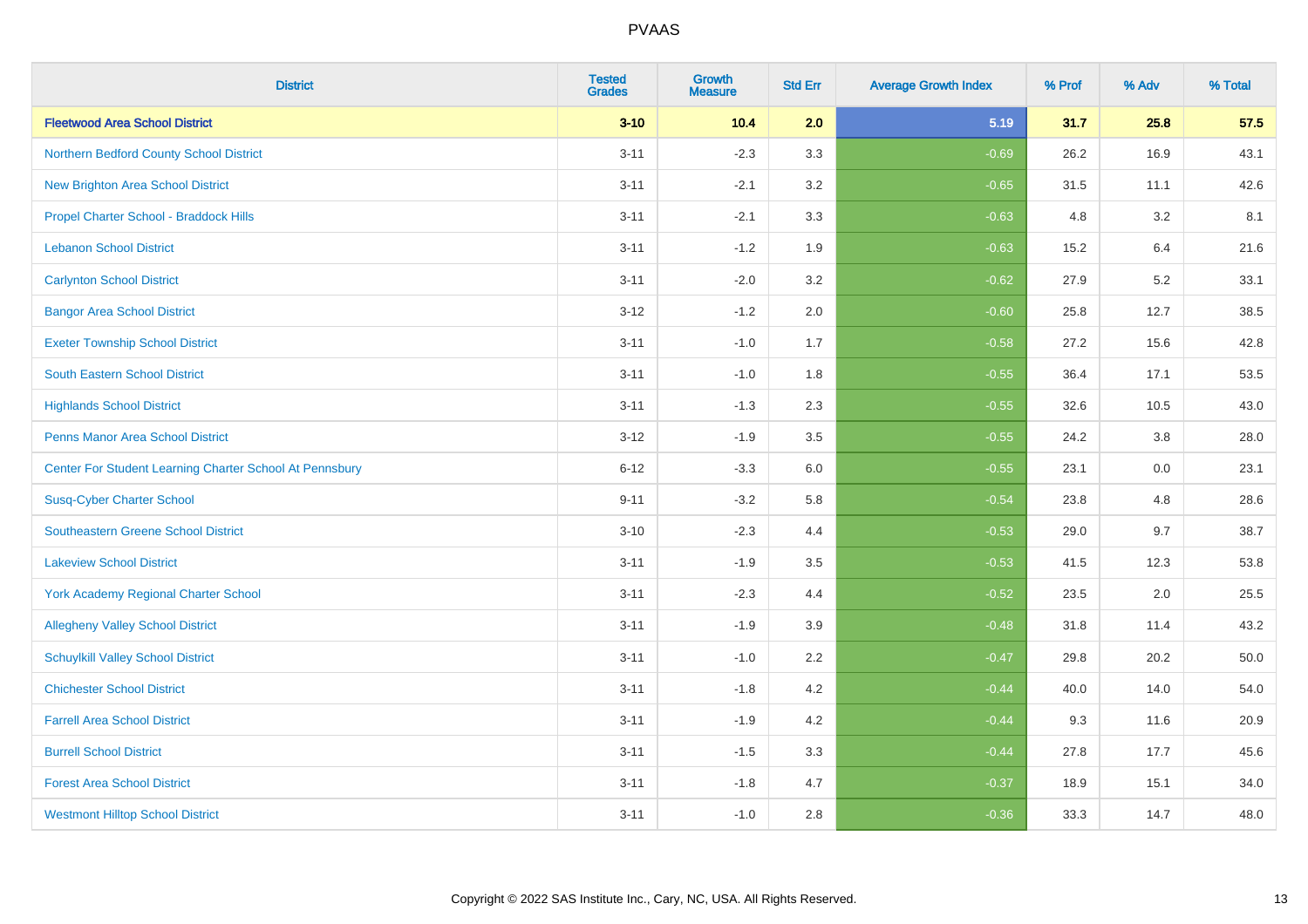# PVAAS

| District | Tested Grades | Growth Measure | Std Err | Average Growth Index | % Prof | % Adv | % Total |
|---|---|---|---|---|---|---|---|
| **Fleetwood Area School District** | **3-10** | **10.4** | **2.0** | **5.19** | **31.7** | **25.8** | **57.5** |
| Northern Bedford County School District | 3-11 | -2.3 | 3.3 | -0.69 | 26.2 | 16.9 | 43.1 |
| New Brighton Area School District | 3-11 | -2.1 | 3.2 | -0.65 | 31.5 | 11.1 | 42.6 |
| Propel Charter School - Braddock Hills | 3-11 | -2.1 | 3.3 | -0.63 | 4.8 | 3.2 | 8.1 |
| Lebanon School District | 3-11 | -1.2 | 1.9 | -0.63 | 15.2 | 6.4 | 21.6 |
| Carlynton School District | 3-11 | -2.0 | 3.2 | -0.62 | 27.9 | 5.2 | 33.1 |
| Bangor Area School District | 3-12 | -1.2 | 2.0 | -0.60 | 25.8 | 12.7 | 38.5 |
| Exeter Township School District | 3-11 | -1.0 | 1.7 | -0.58 | 27.2 | 15.6 | 42.8 |
| South Eastern School District | 3-11 | -1.0 | 1.8 | -0.55 | 36.4 | 17.1 | 53.5 |
| Highlands School District | 3-11 | -1.3 | 2.3 | -0.55 | 32.6 | 10.5 | 43.0 |
| Penns Manor Area School District | 3-12 | -1.9 | 3.5 | -0.55 | 24.2 | 3.8 | 28.0 |
| Center For Student Learning Charter School At Pennsbury | 6-12 | -3.3 | 6.0 | -0.55 | 23.1 | 0.0 | 23.1 |
| Susq-Cyber Charter School | 9-11 | -3.2 | 5.8 | -0.54 | 23.8 | 4.8 | 28.6 |
| Southeastern Greene School District | 3-10 | -2.3 | 4.4 | -0.53 | 29.0 | 9.7 | 38.7 |
| Lakeview School District | 3-11 | -1.9 | 3.5 | -0.53 | 41.5 | 12.3 | 53.8 |
| York Academy Regional Charter School | 3-11 | -2.3 | 4.4 | -0.52 | 23.5 | 2.0 | 25.5 |
| Allegheny Valley School District | 3-11 | -1.9 | 3.9 | -0.48 | 31.8 | 11.4 | 43.2 |
| Schuylkill Valley School District | 3-11 | -1.0 | 2.2 | -0.47 | 29.8 | 20.2 | 50.0 |
| Chichester School District | 3-11 | -1.8 | 4.2 | -0.44 | 40.0 | 14.0 | 54.0 |
| Farrell Area School District | 3-11 | -1.9 | 4.2 | -0.44 | 9.3 | 11.6 | 20.9 |
| Burrell School District | 3-11 | -1.5 | 3.3 | -0.44 | 27.8 | 17.7 | 45.6 |
| Forest Area School District | 3-11 | -1.8 | 4.7 | -0.37 | 18.9 | 15.1 | 34.0 |
| Westmont Hilltop School District | 3-11 | -1.0 | 2.8 | -0.36 | 33.3 | 14.7 | 48.0 |

Copyright © 2022 SAS Institute Inc., Cary, NC, USA. All Rights Reserved.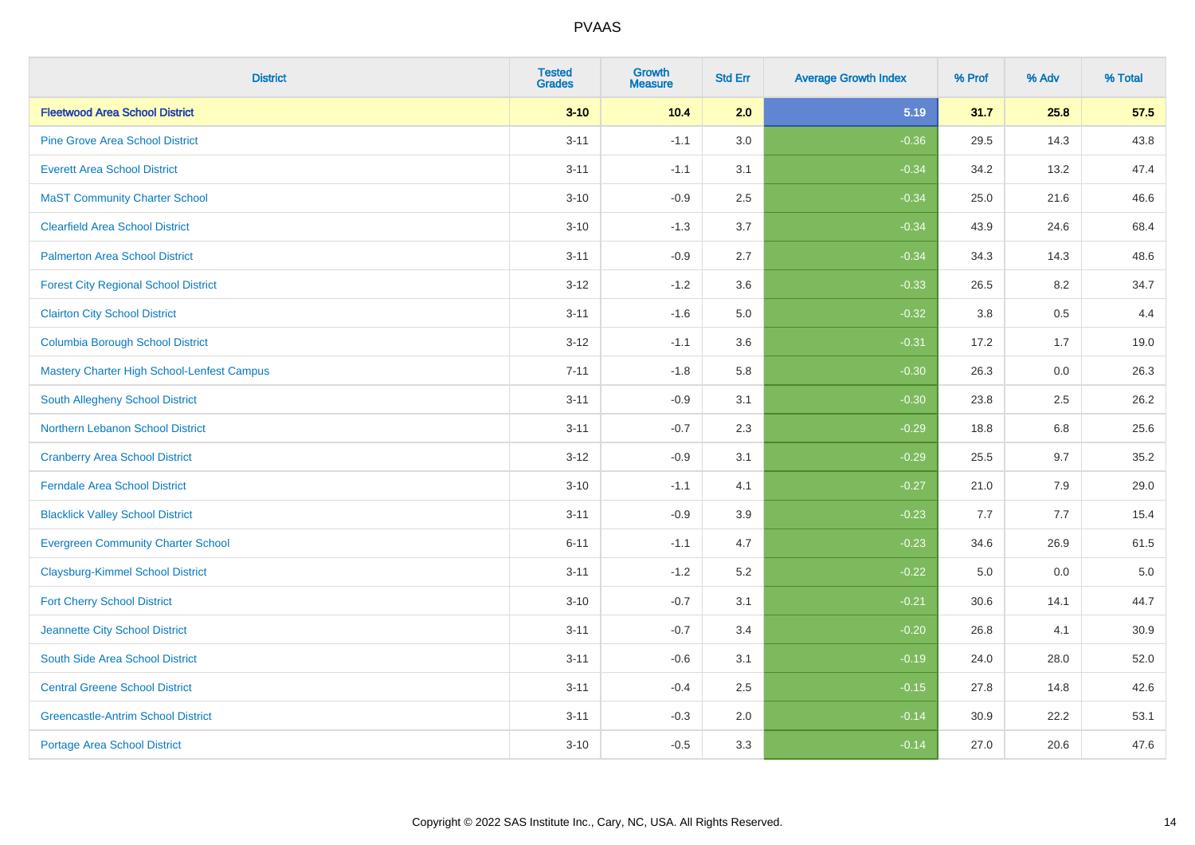| District | Tested Grades | Growth Measure | Std Err | Average Growth Index | % Prof | % Adv | % Total |
|---|---|---|---|---|---|---|---|
| **Fleetwood Area School District** | **3-10** | **10.4** | **2.0** | **5.19** | **31.7** | **25.8** | **57.5** |
| Pine Grove Area School District | 3-11 | -1.1 | 3.0 | -0.36 | 29.5 | 14.3 | 43.8 |
| Everett Area School District | 3-11 | -1.1 | 3.1 | -0.34 | 34.2 | 13.2 | 47.4 |
| MaST Community Charter School | 3-10 | -0.9 | 2.5 | -0.34 | 25.0 | 21.6 | 46.6 |
| Clearfield Area School District | 3-10 | -1.3 | 3.7 | -0.34 | 43.9 | 24.6 | 68.4 |
| Palmerton Area School District | 3-11 | -0.9 | 2.7 | -0.34 | 34.3 | 14.3 | 48.6 |
| Forest City Regional School District | 3-12 | -1.2 | 3.6 | -0.33 | 26.5 | 8.2 | 34.7 |
| Clairton City School District | 3-11 | -1.6 | 5.0 | -0.32 | 3.8 | 0.5 | 4.4 |
| Columbia Borough School District | 3-12 | -1.1 | 3.6 | -0.31 | 17.2 | 1.7 | 19.0 |
| Mastery Charter High School-Lenfest Campus | 7-11 | -1.8 | 5.8 | -0.30 | 26.3 | 0.0 | 26.3 |
| South Allegheny School District | 3-11 | -0.9 | 3.1 | -0.30 | 23.8 | 2.5 | 26.2 |
| Northern Lebanon School District | 3-11 | -0.7 | 2.3 | -0.29 | 18.8 | 6.8 | 25.6 |
| Cranberry Area School District | 3-12 | -0.9 | 3.1 | -0.29 | 25.5 | 9.7 | 35.2 |
| Ferndale Area School District | 3-10 | -1.1 | 4.1 | -0.27 | 21.0 | 7.9 | 29.0 |
| Blacklick Valley School District | 3-11 | -0.9 | 3.9 | -0.23 | 7.7 | 7.7 | 15.4 |
| Evergreen Community Charter School | 6-11 | -1.1 | 4.7 | -0.23 | 34.6 | 26.9 | 61.5 |
| Claysburg-Kimmel School District | 3-11 | -1.2 | 5.2 | -0.22 | 5.0 | 0.0 | 5.0 |
| Fort Cherry School District | 3-10 | -0.7 | 3.1 | -0.21 | 30.6 | 14.1 | 44.7 |
| Jeannette City School District | 3-11 | -0.7 | 3.4 | -0.20 | 26.8 | 4.1 | 30.9 |
| South Side Area School District | 3-11 | -0.6 | 3.1 | -0.19 | 24.0 | 28.0 | 52.0 |
| Central Greene School District | 3-11 | -0.4 | 2.5 | -0.15 | 27.8 | 14.8 | 42.6 |
| Greencastle-Antrim School District | 3-11 | -0.3 | 2.0 | -0.14 | 30.9 | 22.2 | 53.1 |
| Portage Area School District | 3-10 | -0.5 | 3.3 | -0.14 | 27.0 | 20.6 | 47.6 |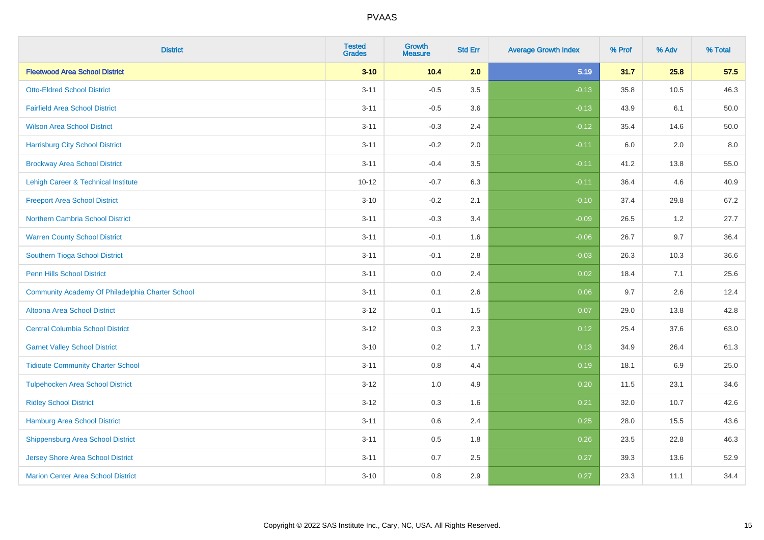| District | Tested Grades | Growth Measure | Std Err | Average Growth Index | % Prof | % Adv | % Total |
|---|---|---|---|---|---|---|---|
| **Fleetwood Area School District** | **3-10** | **10.4** | **2.0** | **5.19** | **31.7** | **25.8** | **57.5** |
| Otto-Eldred School District | 3-11 | -0.5 | 3.5 | -0.13 | 35.8 | 10.5 | 46.3 |
| Fairfield Area School District | 3-11 | -0.5 | 3.6 | -0.13 | 43.9 | 6.1 | 50.0 |
| Wilson Area School District | 3-11 | -0.3 | 2.4 | -0.12 | 35.4 | 14.6 | 50.0 |
| Harrisburg City School District | 3-11 | -0.2 | 2.0 | -0.11 | 6.0 | 2.0 | 8.0 |
| Brockway Area School District | 3-11 | -0.4 | 3.5 | -0.11 | 41.2 | 13.8 | 55.0 |
| Lehigh Career & Technical Institute | 10-12 | -0.7 | 6.3 | -0.11 | 36.4 | 4.6 | 40.9 |
| Freeport Area School District | 3-10 | -0.2 | 2.1 | -0.10 | 37.4 | 29.8 | 67.2 |
| Northern Cambria School District | 3-11 | -0.3 | 3.4 | -0.09 | 26.5 | 1.2 | 27.7 |
| Warren County School District | 3-11 | -0.1 | 1.6 | -0.06 | 26.7 | 9.7 | 36.4 |
| Southern Tioga School District | 3-11 | -0.1 | 2.8 | -0.03 | 26.3 | 10.3 | 36.6 |
| Penn Hills School District | 3-11 | 0.0 | 2.4 | 0.02 | 18.4 | 7.1 | 25.6 |
| Community Academy Of Philadelphia Charter School | 3-11 | 0.1 | 2.6 | 0.06 | 9.7 | 2.6 | 12.4 |
| Altoona Area School District | 3-12 | 0.1 | 1.5 | 0.07 | 29.0 | 13.8 | 42.8 |
| Central Columbia School District | 3-12 | 0.3 | 2.3 | 0.12 | 25.4 | 37.6 | 63.0 |
| Garnet Valley School District | 3-10 | 0.2 | 1.7 | 0.13 | 34.9 | 26.4 | 61.3 |
| Tidioute Community Charter School | 3-11 | 0.8 | 4.4 | 0.19 | 18.1 | 6.9 | 25.0 |
| Tulpehocken Area School District | 3-12 | 1.0 | 4.9 | 0.20 | 11.5 | 23.1 | 34.6 |
| Ridley School District | 3-12 | 0.3 | 1.6 | 0.21 | 32.0 | 10.7 | 42.6 |
| Hamburg Area School District | 3-11 | 0.6 | 2.4 | 0.25 | 28.0 | 15.5 | 43.6 |
| Shippensburg Area School District | 3-11 | 0.5 | 1.8 | 0.26 | 23.5 | 22.8 | 46.3 |
| Jersey Shore Area School District | 3-11 | 0.7 | 2.5 | 0.27 | 39.3 | 13.6 | 52.9 |
| Marion Center Area School District | 3-10 | 0.8 | 2.9 | 0.27 | 23.3 | 11.1 | 34.4 |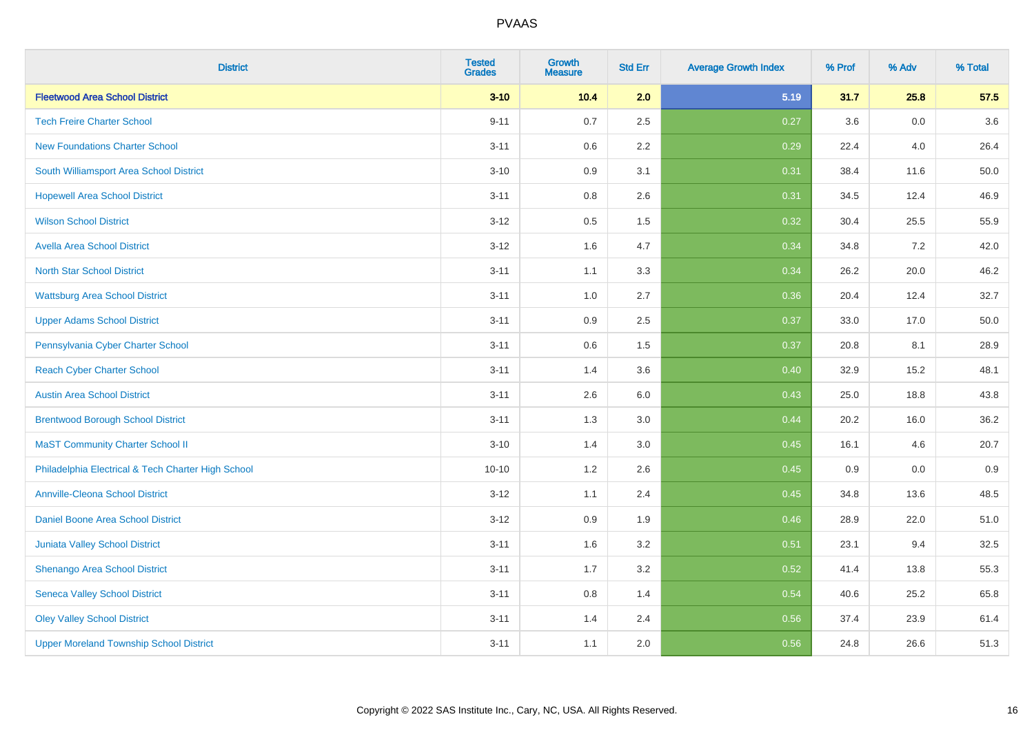# PVAAS

| District | Tested Grades | Growth Measure | Std Err | Average Growth Index | % Prof | % Adv | % Total |
|---|---|---|---|---|---|---|---|
| **Fleetwood Area School District** | **3-10** | **10.4** | **2.0** | **5.19** | **31.7** | **25.8** | **57.5** |
| Tech Freire Charter School | 9-11 | 0.7 | 2.5 | 0.27 | 3.6 | 0.0 | 3.6 |
| New Foundations Charter School | 3-11 | 0.6 | 2.2 | 0.29 | 22.4 | 4.0 | 26.4 |
| South Williamsport Area School District | 3-10 | 0.9 | 3.1 | 0.31 | 38.4 | 11.6 | 50.0 |
| Hopewell Area School District | 3-11 | 0.8 | 2.6 | 0.31 | 34.5 | 12.4 | 46.9 |
| Wilson School District | 3-12 | 0.5 | 1.5 | 0.32 | 30.4 | 25.5 | 55.9 |
| Avella Area School District | 3-12 | 1.6 | 4.7 | 0.34 | 34.8 | 7.2 | 42.0 |
| North Star School District | 3-11 | 1.1 | 3.3 | 0.34 | 26.2 | 20.0 | 46.2 |
| Wattsburg Area School District | 3-11 | 1.0 | 2.7 | 0.36 | 20.4 | 12.4 | 32.7 |
| Upper Adams School District | 3-11 | 0.9 | 2.5 | 0.37 | 33.0 | 17.0 | 50.0 |
| Pennsylvania Cyber Charter School | 3-11 | 0.6 | 1.5 | 0.37 | 20.8 | 8.1 | 28.9 |
| Reach Cyber Charter School | 3-11 | 1.4 | 3.6 | 0.40 | 32.9 | 15.2 | 48.1 |
| Austin Area School District | 3-11 | 2.6 | 6.0 | 0.43 | 25.0 | 18.8 | 43.8 |
| Brentwood Borough School District | 3-11 | 1.3 | 3.0 | 0.44 | 20.2 | 16.0 | 36.2 |
| MaST Community Charter School II | 3-10 | 1.4 | 3.0 | 0.45 | 16.1 | 4.6 | 20.7 |
| Philadelphia Electrical & Tech Charter High School | 10-10 | 1.2 | 2.6 | 0.45 | 0.9 | 0.0 | 0.9 |
| Annville-Cleona School District | 3-12 | 1.1 | 2.4 | 0.45 | 34.8 | 13.6 | 48.5 |
| Daniel Boone Area School District | 3-12 | 0.9 | 1.9 | 0.46 | 28.9 | 22.0 | 51.0 |
| Juniata Valley School District | 3-11 | 1.6 | 3.2 | 0.51 | 23.1 | 9.4 | 32.5 |
| Shenango Area School District | 3-11 | 1.7 | 3.2 | 0.52 | 41.4 | 13.8 | 55.3 |
| Seneca Valley School District | 3-11 | 0.8 | 1.4 | 0.54 | 40.6 | 25.2 | 65.8 |
| Oley Valley School District | 3-11 | 1.4 | 2.4 | 0.56 | 37.4 | 23.9 | 61.4 |
| Upper Moreland Township School District | 3-11 | 1.1 | 2.0 | 0.56 | 24.8 | 26.6 | 51.3 |

Copyright © 2022 SAS Institute Inc., Cary, NC, USA. All Rights Reserved.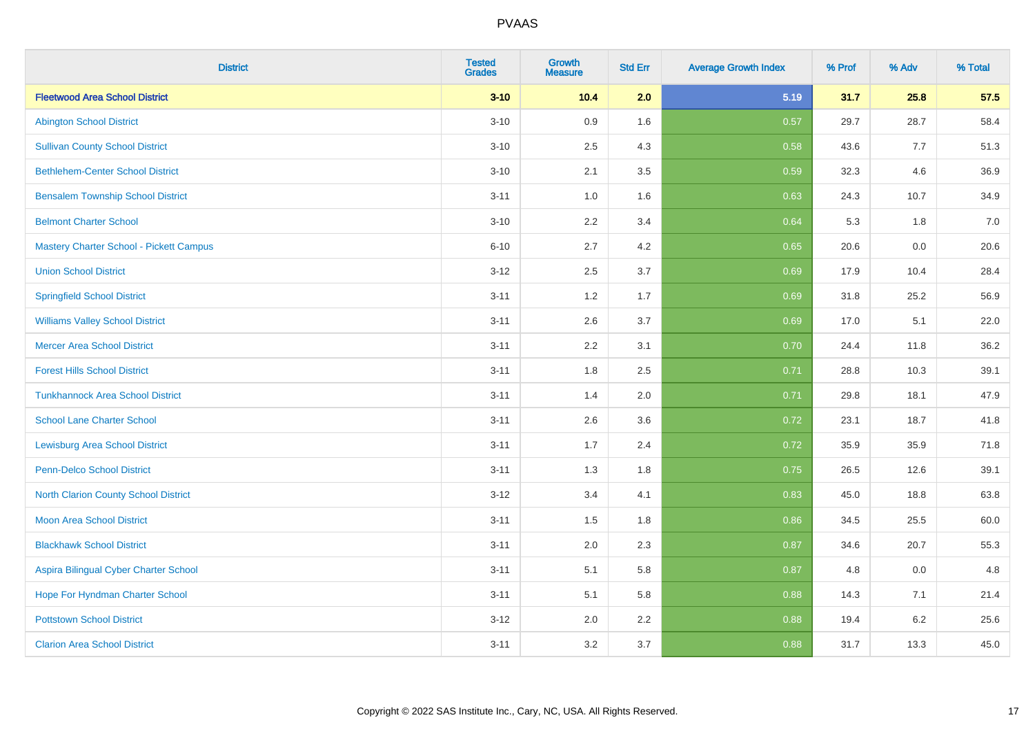| District | Tested Grades | Growth Measure | Std Err | Average Growth Index | % Prof | % Adv | % Total |
|---|---|---|---|---|---|---|---|
| **Fleetwood Area School District** | **3-10** | **10.4** | **2.0** | **5.19** | **31.7** | **25.8** | **57.5** |
| Abington School District | 3-10 | 0.9 | 1.6 | 0.57 | 29.7 | 28.7 | 58.4 |
| Sullivan County School District | 3-10 | 2.5 | 4.3 | 0.58 | 43.6 | 7.7 | 51.3 |
| Bethlehem-Center School District | 3-10 | 2.1 | 3.5 | 0.59 | 32.3 | 4.6 | 36.9 |
| Bensalem Township School District | 3-11 | 1.0 | 1.6 | 0.63 | 24.3 | 10.7 | 34.9 |
| Belmont Charter School | 3-10 | 2.2 | 3.4 | 0.64 | 5.3 | 1.8 | 7.0 |
| Mastery Charter School - Pickett Campus | 6-10 | 2.7 | 4.2 | 0.65 | 20.6 | 0.0 | 20.6 |
| Union School District | 3-12 | 2.5 | 3.7 | 0.69 | 17.9 | 10.4 | 28.4 |
| Springfield School District | 3-11 | 1.2 | 1.7 | 0.69 | 31.8 | 25.2 | 56.9 |
| Williams Valley School District | 3-11 | 2.6 | 3.7 | 0.69 | 17.0 | 5.1 | 22.0 |
| Mercer Area School District | 3-11 | 2.2 | 3.1 | 0.70 | 24.4 | 11.8 | 36.2 |
| Forest Hills School District | 3-11 | 1.8 | 2.5 | 0.71 | 28.8 | 10.3 | 39.1 |
| Tunkhannock Area School District | 3-11 | 1.4 | 2.0 | 0.71 | 29.8 | 18.1 | 47.9 |
| School Lane Charter School | 3-11 | 2.6 | 3.6 | 0.72 | 23.1 | 18.7 | 41.8 |
| Lewisburg Area School District | 3-11 | 1.7 | 2.4 | 0.72 | 35.9 | 35.9 | 71.8 |
| Penn-Delco School District | 3-11 | 1.3 | 1.8 | 0.75 | 26.5 | 12.6 | 39.1 |
| North Clarion County School District | 3-12 | 3.4 | 4.1 | 0.83 | 45.0 | 18.8 | 63.8 |
| Moon Area School District | 3-11 | 1.5 | 1.8 | 0.86 | 34.5 | 25.5 | 60.0 |
| Blackhawk School District | 3-11 | 2.0 | 2.3 | 0.87 | 34.6 | 20.7 | 55.3 |
| Aspira Bilingual Cyber Charter School | 3-11 | 5.1 | 5.8 | 0.87 | 4.8 | 0.0 | 4.8 |
| Hope For Hyndman Charter School | 3-11 | 5.1 | 5.8 | 0.88 | 14.3 | 7.1 | 21.4 |
| Pottstown School District | 3-12 | 2.0 | 2.2 | 0.88 | 19.4 | 6.2 | 25.6 |
| Clarion Area School District | 3-11 | 3.2 | 3.7 | 0.88 | 31.7 | 13.3 | 45.0 |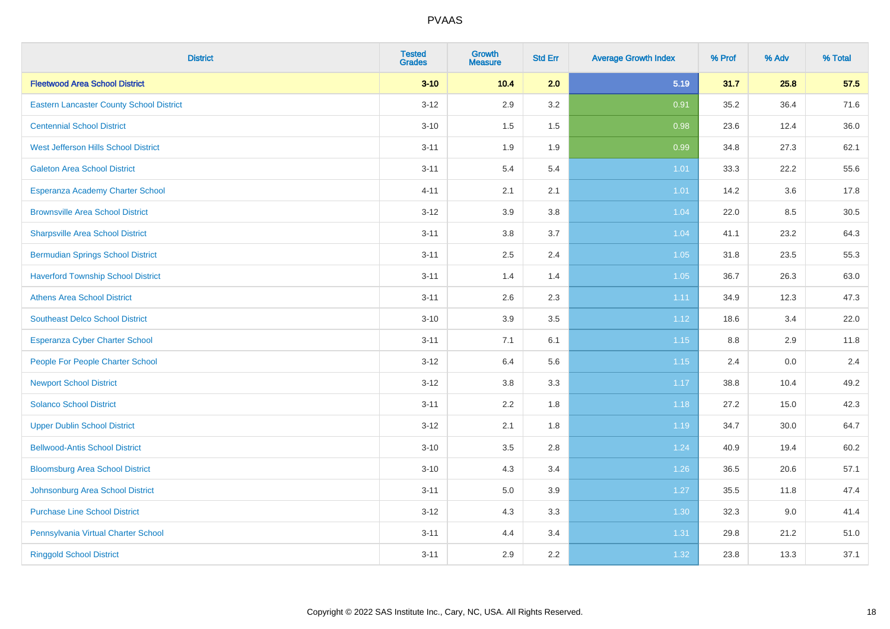# PVAAS

| District | Tested Grades | Growth Measure | Std Err | Average Growth Index | % Prof | % Adv | % Total |
|---|---|---|---|---|---|---|---|
| **Fleetwood Area School District** | **3-10** | **10.4** | **2.0** | **5.19** | **31.7** | **25.8** | **57.5** |
| Eastern Lancaster County School District | 3-12 | 2.9 | 3.2 | 0.91 | 35.2 | 36.4 | 71.6 |
| Centennial School District | 3-10 | 1.5 | 1.5 | 0.98 | 23.6 | 12.4 | 36.0 |
| West Jefferson Hills School District | 3-11 | 1.9 | 1.9 | 0.99 | 34.8 | 27.3 | 62.1 |
| Galeton Area School District | 3-11 | 5.4 | 5.4 | 1.01 | 33.3 | 22.2 | 55.6 |
| Esperanza Academy Charter School | 4-11 | 2.1 | 2.1 | 1.01 | 14.2 | 3.6 | 17.8 |
| Brownsville Area School District | 3-12 | 3.9 | 3.8 | 1.04 | 22.0 | 8.5 | 30.5 |
| Sharpsville Area School District | 3-11 | 3.8 | 3.7 | 1.04 | 41.1 | 23.2 | 64.3 |
| Bermudian Springs School District | 3-11 | 2.5 | 2.4 | 1.05 | 31.8 | 23.5 | 55.3 |
| Haverford Township School District | 3-11 | 1.4 | 1.4 | 1.05 | 36.7 | 26.3 | 63.0 |
| Athens Area School District | 3-11 | 2.6 | 2.3 | 1.11 | 34.9 | 12.3 | 47.3 |
| Southeast Delco School District | 3-10 | 3.9 | 3.5 | 1.12 | 18.6 | 3.4 | 22.0 |
| Esperanza Cyber Charter School | 3-11 | 7.1 | 6.1 | 1.15 | 8.8 | 2.9 | 11.8 |
| People For People Charter School | 3-12 | 6.4 | 5.6 | 1.15 | 2.4 | 0.0 | 2.4 |
| Newport School District | 3-12 | 3.8 | 3.3 | 1.17 | 38.8 | 10.4 | 49.2 |
| Solanco School District | 3-11 | 2.2 | 1.8 | 1.18 | 27.2 | 15.0 | 42.3 |
| Upper Dublin School District | 3-12 | 2.1 | 1.8 | 1.19 | 34.7 | 30.0 | 64.7 |
| Bellwood-Antis School District | 3-10 | 3.5 | 2.8 | 1.24 | 40.9 | 19.4 | 60.2 |
| Bloomsburg Area School District | 3-10 | 4.3 | 3.4 | 1.26 | 36.5 | 20.6 | 57.1 |
| Johnsonburg Area School District | 3-11 | 5.0 | 3.9 | 1.27 | 35.5 | 11.8 | 47.4 |
| Purchase Line School District | 3-12 | 4.3 | 3.3 | 1.30 | 32.3 | 9.0 | 41.4 |
| Pennsylvania Virtual Charter School | 3-11 | 4.4 | 3.4 | 1.31 | 29.8 | 21.2 | 51.0 |
| Ringgold School District | 3-11 | 2.9 | 2.2 | 1.32 | 23.8 | 13.3 | 37.1 |

Copyright © 2022 SAS Institute Inc., Cary, NC, USA. All Rights Reserved.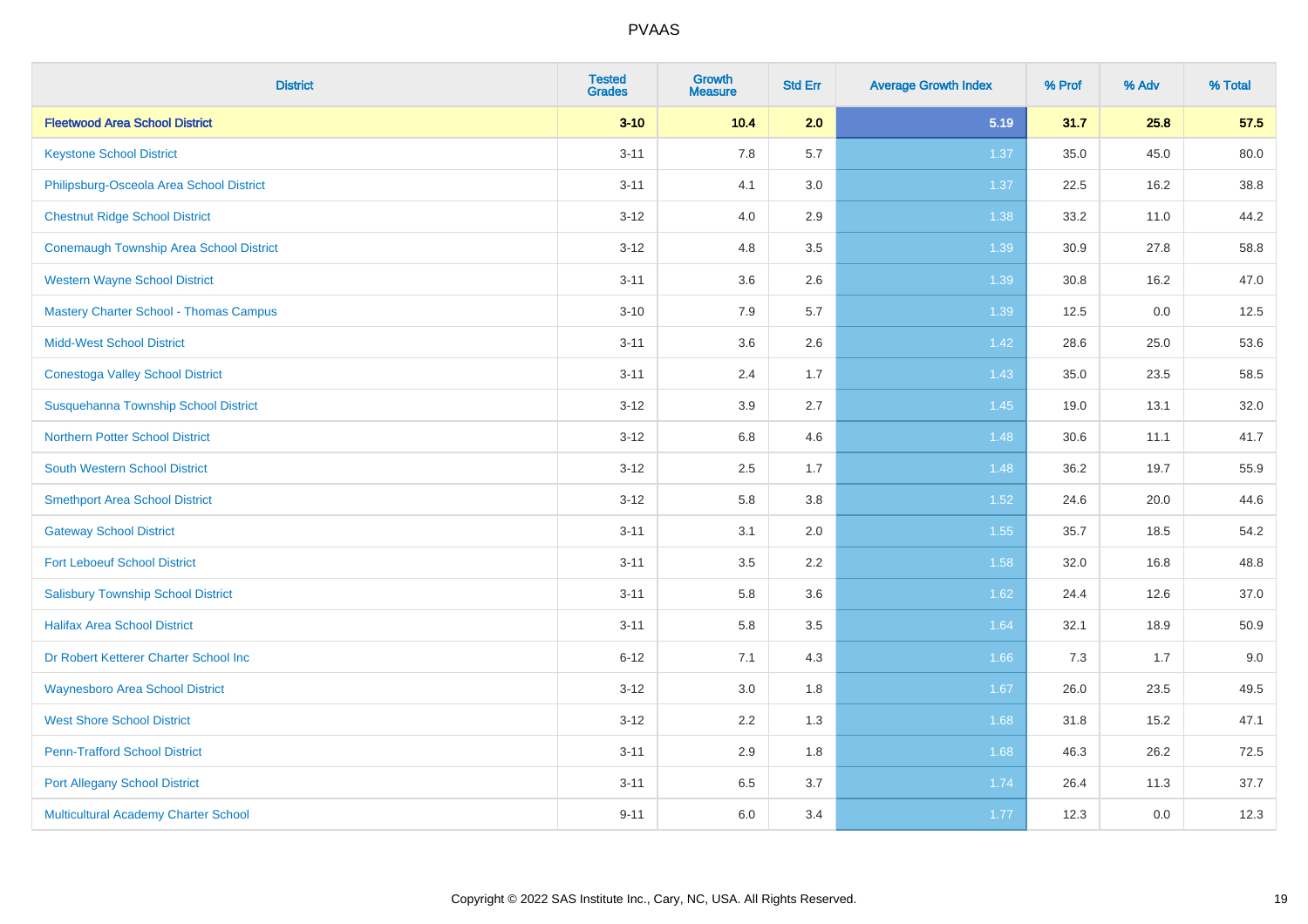| District | Tested Grades | Growth Measure | Std Err | Average Growth Index | % Prof | % Adv | % Total |
|---|---|---|---|---|---|---|---|
| **Fleetwood Area School District** | **3-10** | **10.4** | **2.0** | **5.19** | **31.7** | **25.8** | **57.5** |
| Keystone School District | 3-11 | 7.8 | 5.7 | 1.37 | 35.0 | 45.0 | 80.0 |
| Philipsburg-Osceola Area School District | 3-11 | 4.1 | 3.0 | 1.37 | 22.5 | 16.2 | 38.8 |
| Chestnut Ridge School District | 3-12 | 4.0 | 2.9 | 1.38 | 33.2 | 11.0 | 44.2 |
| Conemaugh Township Area School District | 3-12 | 4.8 | 3.5 | 1.39 | 30.9 | 27.8 | 58.8 |
| Western Wayne School District | 3-11 | 3.6 | 2.6 | 1.39 | 30.8 | 16.2 | 47.0 |
| Mastery Charter School - Thomas Campus | 3-10 | 7.9 | 5.7 | 1.39 | 12.5 | 0.0 | 12.5 |
| Midd-West School District | 3-11 | 3.6 | 2.6 | 1.42 | 28.6 | 25.0 | 53.6 |
| Conestoga Valley School District | 3-11 | 2.4 | 1.7 | 1.43 | 35.0 | 23.5 | 58.5 |
| Susquehanna Township School District | 3-12 | 3.9 | 2.7 | 1.45 | 19.0 | 13.1 | 32.0 |
| Northern Potter School District | 3-12 | 6.8 | 4.6 | 1.48 | 30.6 | 11.1 | 41.7 |
| South Western School District | 3-12 | 2.5 | 1.7 | 1.48 | 36.2 | 19.7 | 55.9 |
| Smethport Area School District | 3-12 | 5.8 | 3.8 | 1.52 | 24.6 | 20.0 | 44.6 |
| Gateway School District | 3-11 | 3.1 | 2.0 | 1.55 | 35.7 | 18.5 | 54.2 |
| Fort Leboeuf School District | 3-11 | 3.5 | 2.2 | 1.58 | 32.0 | 16.8 | 48.8 |
| Salisbury Township School District | 3-11 | 5.8 | 3.6 | 1.62 | 24.4 | 12.6 | 37.0 |
| Halifax Area School District | 3-11 | 5.8 | 3.5 | 1.64 | 32.1 | 18.9 | 50.9 |
| Dr Robert Ketterer Charter School Inc | 6-12 | 7.1 | 4.3 | 1.66 | 7.3 | 1.7 | 9.0 |
| Waynesboro Area School District | 3-12 | 3.0 | 1.8 | 1.67 | 26.0 | 23.5 | 49.5 |
| West Shore School District | 3-12 | 2.2 | 1.3 | 1.68 | 31.8 | 15.2 | 47.1 |
| Penn-Trafford School District | 3-11 | 2.9 | 1.8 | 1.68 | 46.3 | 26.2 | 72.5 |
| Port Allegany School District | 3-11 | 6.5 | 3.7 | 1.74 | 26.4 | 11.3 | 37.7 |
| Multicultural Academy Charter School | 9-11 | 6.0 | 3.4 | 1.77 | 12.3 | 0.0 | 12.3 |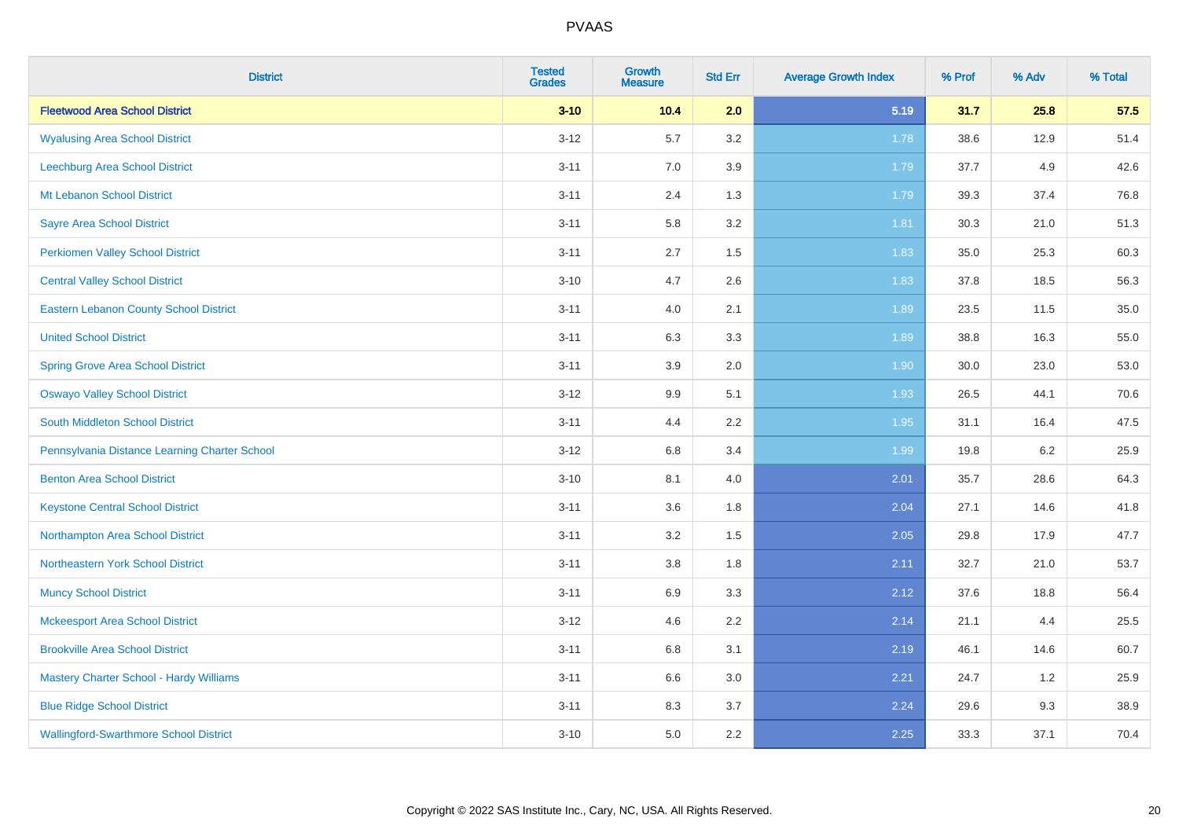| District | Tested Grades | Growth Measure | Std Err | Average Growth Index | % Prof | % Adv | % Total |
|---|---|---|---|---|---|---|---|
| **Fleetwood Area School District** | **3-10** | **10.4** | **2.0** | **5.19** | **31.7** | **25.8** | **57.5** |
| Wyalusing Area School District | 3-12 | 5.7 | 3.2 | 1.78 | 38.6 | 12.9 | 51.4 |
| Leechburg Area School District | 3-11 | 7.0 | 3.9 | 1.79 | 37.7 | 4.9 | 42.6 |
| Mt Lebanon School District | 3-11 | 2.4 | 1.3 | 1.79 | 39.3 | 37.4 | 76.8 |
| Sayre Area School District | 3-11 | 5.8 | 3.2 | 1.81 | 30.3 | 21.0 | 51.3 |
| Perkiomen Valley School District | 3-11 | 2.7 | 1.5 | 1.83 | 35.0 | 25.3 | 60.3 |
| Central Valley School District | 3-10 | 4.7 | 2.6 | 1.83 | 37.8 | 18.5 | 56.3 |
| Eastern Lebanon County School District | 3-11 | 4.0 | 2.1 | 1.89 | 23.5 | 11.5 | 35.0 |
| United School District | 3-11 | 6.3 | 3.3 | 1.89 | 38.8 | 16.3 | 55.0 |
| Spring Grove Area School District | 3-11 | 3.9 | 2.0 | 1.90 | 30.0 | 23.0 | 53.0 |
| Oswayo Valley School District | 3-12 | 9.9 | 5.1 | 1.93 | 26.5 | 44.1 | 70.6 |
| South Middleton School District | 3-11 | 4.4 | 2.2 | 1.95 | 31.1 | 16.4 | 47.5 |
| Pennsylvania Distance Learning Charter School | 3-12 | 6.8 | 3.4 | 1.99 | 19.8 | 6.2 | 25.9 |
| Benton Area School District | 3-10 | 8.1 | 4.0 | 2.01 | 35.7 | 28.6 | 64.3 |
| Keystone Central School District | 3-11 | 3.6 | 1.8 | 2.04 | 27.1 | 14.6 | 41.8 |
| Northampton Area School District | 3-11 | 3.2 | 1.5 | 2.05 | 29.8 | 17.9 | 47.7 |
| Northeastern York School District | 3-11 | 3.8 | 1.8 | 2.11 | 32.7 | 21.0 | 53.7 |
| Muncy School District | 3-11 | 6.9 | 3.3 | 2.12 | 37.6 | 18.8 | 56.4 |
| Mckeesport Area School District | 3-12 | 4.6 | 2.2 | 2.14 | 21.1 | 4.4 | 25.5 |
| Brookville Area School District | 3-11 | 6.8 | 3.1 | 2.19 | 46.1 | 14.6 | 60.7 |
| Mastery Charter School - Hardy Williams | 3-11 | 6.6 | 3.0 | 2.21 | 24.7 | 1.2 | 25.9 |
| Blue Ridge School District | 3-11 | 8.3 | 3.7 | 2.24 | 29.6 | 9.3 | 38.9 |
| Wallingford-Swarthmore School District | 3-10 | 5.0 | 2.2 | 2.25 | 33.3 | 37.1 | 70.4 |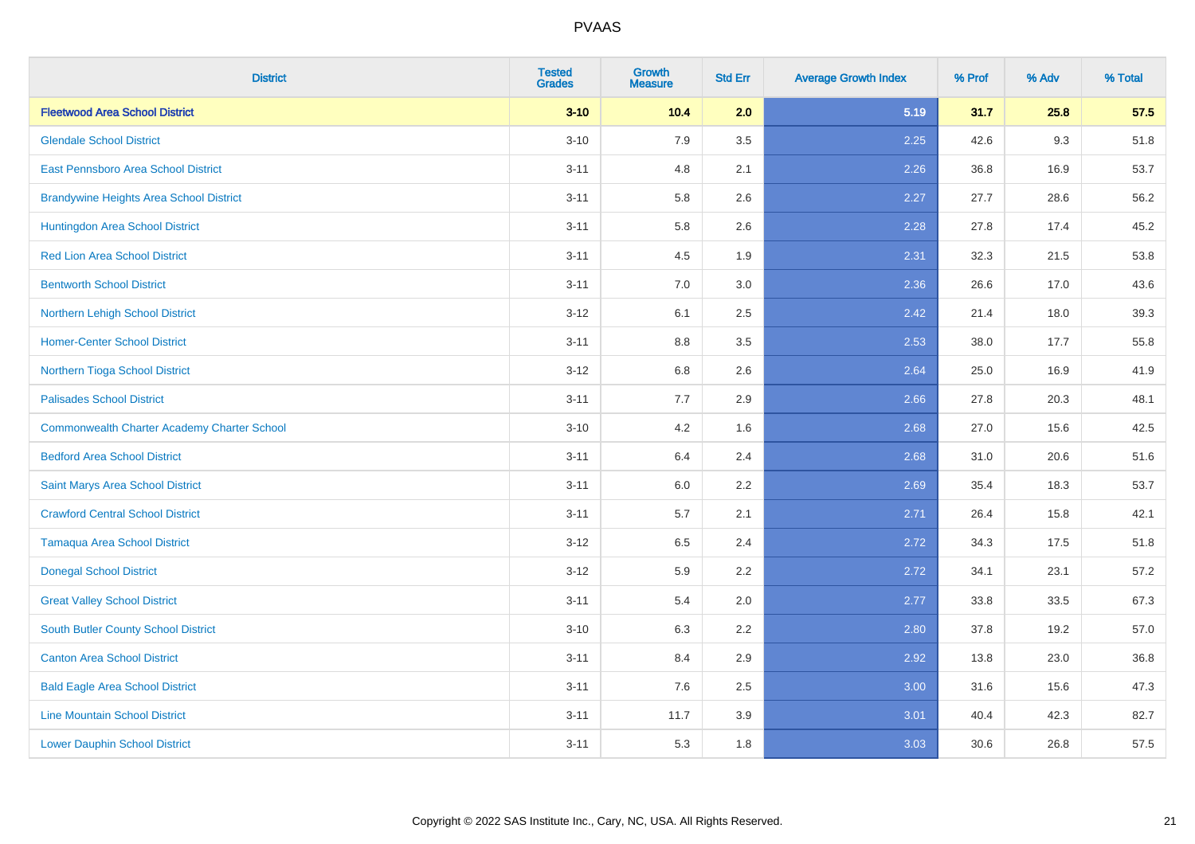| District | Tested Grades | Growth Measure | Std Err | Average Growth Index | % Prof | % Adv | % Total |
|---|---|---|---|---|---|---|---|
| **Fleetwood Area School District** | **3-10** | **10.4** | **2.0** | **5.19** | **31.7** | **25.8** | **57.5** |
| Glendale School District | 3-10 | 7.9 | 3.5 | 2.25 | 42.6 | 9.3 | 51.8 |
| East Pennsboro Area School District | 3-11 | 4.8 | 2.1 | 2.26 | 36.8 | 16.9 | 53.7 |
| Brandywine Heights Area School District | 3-11 | 5.8 | 2.6 | 2.27 | 27.7 | 28.6 | 56.2 |
| Huntingdon Area School District | 3-11 | 5.8 | 2.6 | 2.28 | 27.8 | 17.4 | 45.2 |
| Red Lion Area School District | 3-11 | 4.5 | 1.9 | 2.31 | 32.3 | 21.5 | 53.8 |
| Bentworth School District | 3-11 | 7.0 | 3.0 | 2.36 | 26.6 | 17.0 | 43.6 |
| Northern Lehigh School District | 3-12 | 6.1 | 2.5 | 2.42 | 21.4 | 18.0 | 39.3 |
| Homer-Center School District | 3-11 | 8.8 | 3.5 | 2.53 | 38.0 | 17.7 | 55.8 |
| Northern Tioga School District | 3-12 | 6.8 | 2.6 | 2.64 | 25.0 | 16.9 | 41.9 |
| Palisades School District | 3-11 | 7.7 | 2.9 | 2.66 | 27.8 | 20.3 | 48.1 |
| Commonwealth Charter Academy Charter School | 3-10 | 4.2 | 1.6 | 2.68 | 27.0 | 15.6 | 42.5 |
| Bedford Area School District | 3-11 | 6.4 | 2.4 | 2.68 | 31.0 | 20.6 | 51.6 |
| Saint Marys Area School District | 3-11 | 6.0 | 2.2 | 2.69 | 35.4 | 18.3 | 53.7 |
| Crawford Central School District | 3-11 | 5.7 | 2.1 | 2.71 | 26.4 | 15.8 | 42.1 |
| Tamaqua Area School District | 3-12 | 6.5 | 2.4 | 2.72 | 34.3 | 17.5 | 51.8 |
| Donegal School District | 3-12 | 5.9 | 2.2 | 2.72 | 34.1 | 23.1 | 57.2 |
| Great Valley School District | 3-11 | 5.4 | 2.0 | 2.77 | 33.8 | 33.5 | 67.3 |
| South Butler County School District | 3-10 | 6.3 | 2.2 | 2.80 | 37.8 | 19.2 | 57.0 |
| Canton Area School District | 3-11 | 8.4 | 2.9 | 2.92 | 13.8 | 23.0 | 36.8 |
| Bald Eagle Area School District | 3-11 | 7.6 | 2.5 | 3.00 | 31.6 | 15.6 | 47.3 |
| Line Mountain School District | 3-11 | 11.7 | 3.9 | 3.01 | 40.4 | 42.3 | 82.7 |
| Lower Dauphin School District | 3-11 | 5.3 | 1.8 | 3.03 | 30.6 | 26.8 | 57.5 |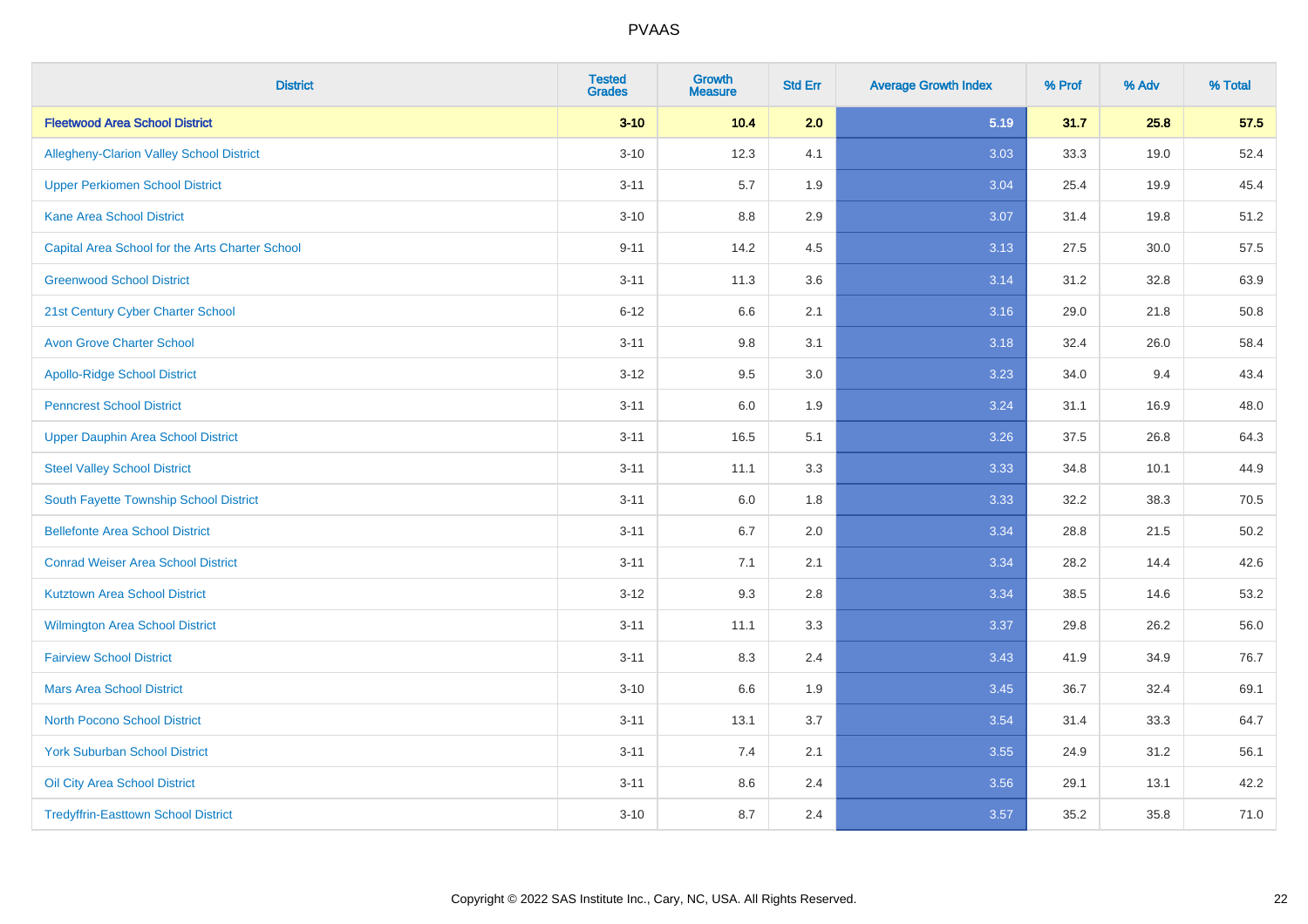| District | Tested Grades | Growth Measure | Std Err | Average Growth Index | % Prof | % Adv | % Total |
|---|---|---|---|---|---|---|---|
| **Fleetwood Area School District** | **3-10** | **10.4** | **2.0** | **5.19** | **31.7** | **25.8** | **57.5** |
| Allegheny-Clarion Valley School District | 3-10 | 12.3 | 4.1 | 3.03 | 33.3 | 19.0 | 52.4 |
| Upper Perkiomen School District | 3-11 | 5.7 | 1.9 | 3.04 | 25.4 | 19.9 | 45.4 |
| Kane Area School District | 3-10 | 8.8 | 2.9 | 3.07 | 31.4 | 19.8 | 51.2 |
| Capital Area School for the Arts Charter School | 9-11 | 14.2 | 4.5 | 3.13 | 27.5 | 30.0 | 57.5 |
| Greenwood School District | 3-11 | 11.3 | 3.6 | 3.14 | 31.2 | 32.8 | 63.9 |
| 21st Century Cyber Charter School | 6-12 | 6.6 | 2.1 | 3.16 | 29.0 | 21.8 | 50.8 |
| Avon Grove Charter School | 3-11 | 9.8 | 3.1 | 3.18 | 32.4 | 26.0 | 58.4 |
| Apollo-Ridge School District | 3-12 | 9.5 | 3.0 | 3.23 | 34.0 | 9.4 | 43.4 |
| Penncrest School District | 3-11 | 6.0 | 1.9 | 3.24 | 31.1 | 16.9 | 48.0 |
| Upper Dauphin Area School District | 3-11 | 16.5 | 5.1 | 3.26 | 37.5 | 26.8 | 64.3 |
| Steel Valley School District | 3-11 | 11.1 | 3.3 | 3.33 | 34.8 | 10.1 | 44.9 |
| South Fayette Township School District | 3-11 | 6.0 | 1.8 | 3.33 | 32.2 | 38.3 | 70.5 |
| Bellefonte Area School District | 3-11 | 6.7 | 2.0 | 3.34 | 28.8 | 21.5 | 50.2 |
| Conrad Weiser Area School District | 3-11 | 7.1 | 2.1 | 3.34 | 28.2 | 14.4 | 42.6 |
| Kutztown Area School District | 3-12 | 9.3 | 2.8 | 3.34 | 38.5 | 14.6 | 53.2 |
| Wilmington Area School District | 3-11 | 11.1 | 3.3 | 3.37 | 29.8 | 26.2 | 56.0 |
| Fairview School District | 3-11 | 8.3 | 2.4 | 3.43 | 41.9 | 34.9 | 76.7 |
| Mars Area School District | 3-10 | 6.6 | 1.9 | 3.45 | 36.7 | 32.4 | 69.1 |
| North Pocono School District | 3-11 | 13.1 | 3.7 | 3.54 | 31.4 | 33.3 | 64.7 |
| York Suburban School District | 3-11 | 7.4 | 2.1 | 3.55 | 24.9 | 31.2 | 56.1 |
| Oil City Area School District | 3-11 | 8.6 | 2.4 | 3.56 | 29.1 | 13.1 | 42.2 |
| Tredyffrin-Easttown School District | 3-10 | 8.7 | 2.4 | 3.57 | 35.2 | 35.8 | 71.0 |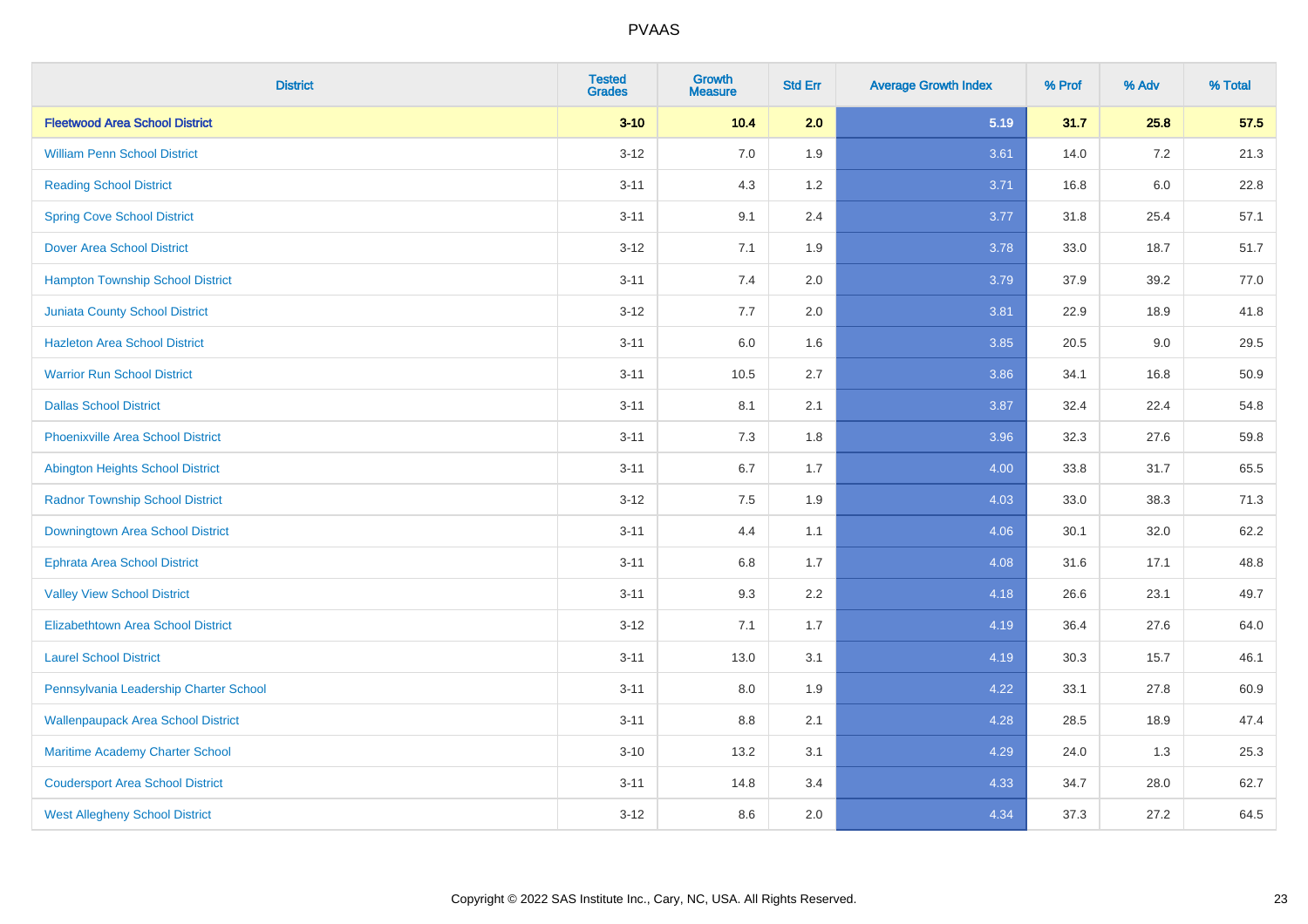# PVAAS

| District | Tested Grades | Growth Measure | Std Err | Average Growth Index | % Prof | % Adv | % Total |
|---|---|---|---|---|---|---|---|
| **Fleetwood Area School District** | **3-10** | **10.4** | **2.0** | **5.19** | **31.7** | **25.8** | **57.5** |
| William Penn School District | 3-12 | 7.0 | 1.9 | 3.61 | 14.0 | 7.2 | 21.3 |
| Reading School District | 3-11 | 4.3 | 1.2 | 3.71 | 16.8 | 6.0 | 22.8 |
| Spring Cove School District | 3-11 | 9.1 | 2.4 | 3.77 | 31.8 | 25.4 | 57.1 |
| Dover Area School District | 3-12 | 7.1 | 1.9 | 3.78 | 33.0 | 18.7 | 51.7 |
| Hampton Township School District | 3-11 | 7.4 | 2.0 | 3.79 | 37.9 | 39.2 | 77.0 |
| Juniata County School District | 3-12 | 7.7 | 2.0 | 3.81 | 22.9 | 18.9 | 41.8 |
| Hazleton Area School District | 3-11 | 6.0 | 1.6 | 3.85 | 20.5 | 9.0 | 29.5 |
| Warrior Run School District | 3-11 | 10.5 | 2.7 | 3.86 | 34.1 | 16.8 | 50.9 |
| Dallas School District | 3-11 | 8.1 | 2.1 | 3.87 | 32.4 | 22.4 | 54.8 |
| Phoenixville Area School District | 3-11 | 7.3 | 1.8 | 3.96 | 32.3 | 27.6 | 59.8 |
| Abington Heights School District | 3-11 | 6.7 | 1.7 | 4.00 | 33.8 | 31.7 | 65.5 |
| Radnor Township School District | 3-12 | 7.5 | 1.9 | 4.03 | 33.0 | 38.3 | 71.3 |
| Downingtown Area School District | 3-11 | 4.4 | 1.1 | 4.06 | 30.1 | 32.0 | 62.2 |
| Ephrata Area School District | 3-11 | 6.8 | 1.7 | 4.08 | 31.6 | 17.1 | 48.8 |
| Valley View School District | 3-11 | 9.3 | 2.2 | 4.18 | 26.6 | 23.1 | 49.7 |
| Elizabethtown Area School District | 3-12 | 7.1 | 1.7 | 4.19 | 36.4 | 27.6 | 64.0 |
| Laurel School District | 3-11 | 13.0 | 3.1 | 4.19 | 30.3 | 15.7 | 46.1 |
| Pennsylvania Leadership Charter School | 3-11 | 8.0 | 1.9 | 4.22 | 33.1 | 27.8 | 60.9 |
| Wallenpaupack Area School District | 3-11 | 8.8 | 2.1 | 4.28 | 28.5 | 18.9 | 47.4 |
| Maritime Academy Charter School | 3-10 | 13.2 | 3.1 | 4.29 | 24.0 | 1.3 | 25.3 |
| Coudersport Area School District | 3-11 | 14.8 | 3.4 | 4.33 | 34.7 | 28.0 | 62.7 |
| West Allegheny School District | 3-12 | 8.6 | 2.0 | 4.34 | 37.3 | 27.2 | 64.5 |

Copyright © 2022 SAS Institute Inc., Cary, NC, USA. All Rights Reserved.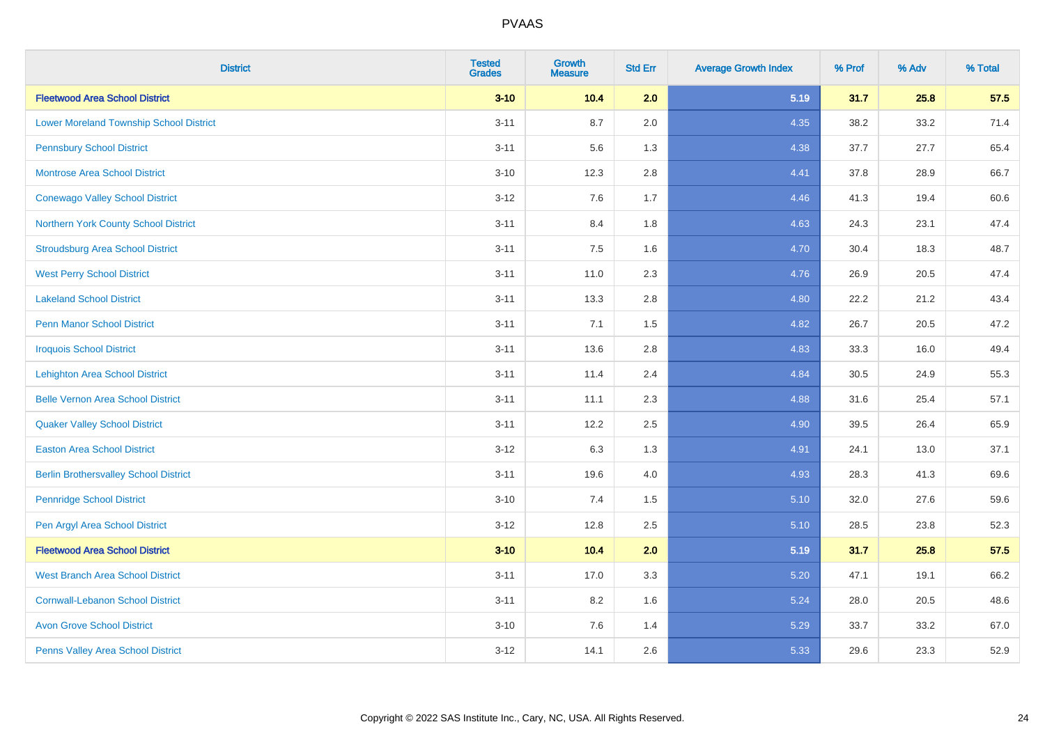# PVAAS

| District | Tested Grades | Growth Measure | Std Err | Average Growth Index | % Prof | % Adv | % Total |
|---|---|---|---|---|---|---|---|
| **Fleetwood Area School District** | **3-10** | **10.4** | **2.0** | **5.19** | **31.7** | **25.8** | **57.5** |
| Lower Moreland Township School District | 3-11 | 8.7 | 2.0 | 4.35 | 38.2 | 33.2 | 71.4 |
| Pennsbury School District | 3-11 | 5.6 | 1.3 | 4.38 | 37.7 | 27.7 | 65.4 |
| Montrose Area School District | 3-10 | 12.3 | 2.8 | 4.41 | 37.8 | 28.9 | 66.7 |
| Conewago Valley School District | 3-12 | 7.6 | 1.7 | 4.46 | 41.3 | 19.4 | 60.6 |
| Northern York County School District | 3-11 | 8.4 | 1.8 | 4.63 | 24.3 | 23.1 | 47.4 |
| Stroudsburg Area School District | 3-11 | 7.5 | 1.6 | 4.70 | 30.4 | 18.3 | 48.7 |
| West Perry School District | 3-11 | 11.0 | 2.3 | 4.76 | 26.9 | 20.5 | 47.4 |
| Lakeland School District | 3-11 | 13.3 | 2.8 | 4.80 | 22.2 | 21.2 | 43.4 |
| Penn Manor School District | 3-11 | 7.1 | 1.5 | 4.82 | 26.7 | 20.5 | 47.2 |
| Iroquois School District | 3-11 | 13.6 | 2.8 | 4.83 | 33.3 | 16.0 | 49.4 |
| Lehighton Area School District | 3-11 | 11.4 | 2.4 | 4.84 | 30.5 | 24.9 | 55.3 |
| Belle Vernon Area School District | 3-11 | 11.1 | 2.3 | 4.88 | 31.6 | 25.4 | 57.1 |
| Quaker Valley School District | 3-11 | 12.2 | 2.5 | 4.90 | 39.5 | 26.4 | 65.9 |
| Easton Area School District | 3-12 | 6.3 | 1.3 | 4.91 | 24.1 | 13.0 | 37.1 |
| Berlin Brothersvalley School District | 3-11 | 19.6 | 4.0 | 4.93 | 28.3 | 41.3 | 69.6 |
| Pennridge School District | 3-10 | 7.4 | 1.5 | 5.10 | 32.0 | 27.6 | 59.6 |
| Pen Argyl Area School District | 3-12 | 12.8 | 2.5 | 5.10 | 28.5 | 23.8 | 52.3 |
| **Fleetwood Area School District** | **3-10** | **10.4** | **2.0** | **5.19** | **31.7** | **25.8** | **57.5** |
| West Branch Area School District | 3-11 | 17.0 | 3.3 | 5.20 | 47.1 | 19.1 | 66.2 |
| Cornwall-Lebanon School District | 3-11 | 8.2 | 1.6 | 5.24 | 28.0 | 20.5 | 48.6 |
| Avon Grove School District | 3-10 | 7.6 | 1.4 | 5.29 | 33.7 | 33.2 | 67.0 |
| Penns Valley Area School District | 3-12 | 14.1 | 2.6 | 5.33 | 29.6 | 23.3 | 52.9 |

Copyright © 2022 SAS Institute Inc., Cary, NC, USA. All Rights Reserved.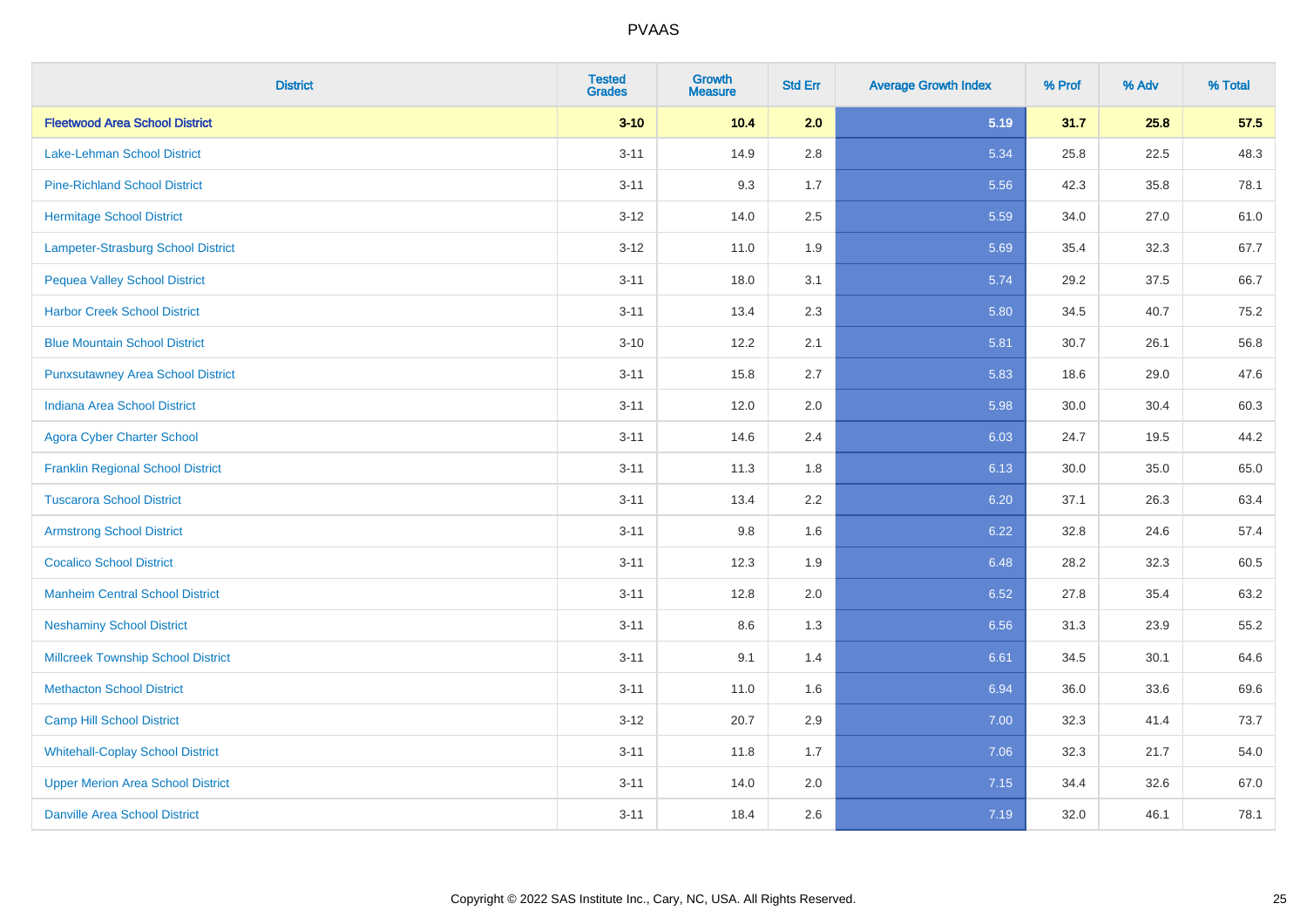# PVAAS

| District | Tested Grades | Growth Measure | Std Err | Average Growth Index | % Prof | % Adv | % Total |
|---|---|---|---|---|---|---|---|
| **Fleetwood Area School District** | **3-10** | **10.4** | **2.0** | **5.19** | **31.7** | **25.8** | **57.5** |
| Lake-Lehman School District | 3-11 | 14.9 | 2.8 | 5.34 | 25.8 | 22.5 | 48.3 |
| Pine-Richland School District | 3-11 | 9.3 | 1.7 | 5.56 | 42.3 | 35.8 | 78.1 |
| Hermitage School District | 3-12 | 14.0 | 2.5 | 5.59 | 34.0 | 27.0 | 61.0 |
| Lampeter-Strasburg School District | 3-12 | 11.0 | 1.9 | 5.69 | 35.4 | 32.3 | 67.7 |
| Pequea Valley School District | 3-11 | 18.0 | 3.1 | 5.74 | 29.2 | 37.5 | 66.7 |
| Harbor Creek School District | 3-11 | 13.4 | 2.3 | 5.80 | 34.5 | 40.7 | 75.2 |
| Blue Mountain School District | 3-10 | 12.2 | 2.1 | 5.81 | 30.7 | 26.1 | 56.8 |
| Punxsutawney Area School District | 3-11 | 15.8 | 2.7 | 5.83 | 18.6 | 29.0 | 47.6 |
| Indiana Area School District | 3-11 | 12.0 | 2.0 | 5.98 | 30.0 | 30.4 | 60.3 |
| Agora Cyber Charter School | 3-11 | 14.6 | 2.4 | 6.03 | 24.7 | 19.5 | 44.2 |
| Franklin Regional School District | 3-11 | 11.3 | 1.8 | 6.13 | 30.0 | 35.0 | 65.0 |
| Tuscarora School District | 3-11 | 13.4 | 2.2 | 6.20 | 37.1 | 26.3 | 63.4 |
| Armstrong School District | 3-11 | 9.8 | 1.6 | 6.22 | 32.8 | 24.6 | 57.4 |
| Cocalico School District | 3-11 | 12.3 | 1.9 | 6.48 | 28.2 | 32.3 | 60.5 |
| Manheim Central School District | 3-11 | 12.8 | 2.0 | 6.52 | 27.8 | 35.4 | 63.2 |
| Neshaminy School District | 3-11 | 8.6 | 1.3 | 6.56 | 31.3 | 23.9 | 55.2 |
| Millcreek Township School District | 3-11 | 9.1 | 1.4 | 6.61 | 34.5 | 30.1 | 64.6 |
| Methacton School District | 3-11 | 11.0 | 1.6 | 6.94 | 36.0 | 33.6 | 69.6 |
| Camp Hill School District | 3-12 | 20.7 | 2.9 | 7.00 | 32.3 | 41.4 | 73.7 |
| Whitehall-Coplay School District | 3-11 | 11.8 | 1.7 | 7.06 | 32.3 | 21.7 | 54.0 |
| Upper Merion Area School District | 3-11 | 14.0 | 2.0 | 7.15 | 34.4 | 32.6 | 67.0 |
| Danville Area School District | 3-11 | 18.4 | 2.6 | 7.19 | 32.0 | 46.1 | 78.1 |

Copyright © 2022 SAS Institute Inc., Cary, NC, USA. All Rights Reserved.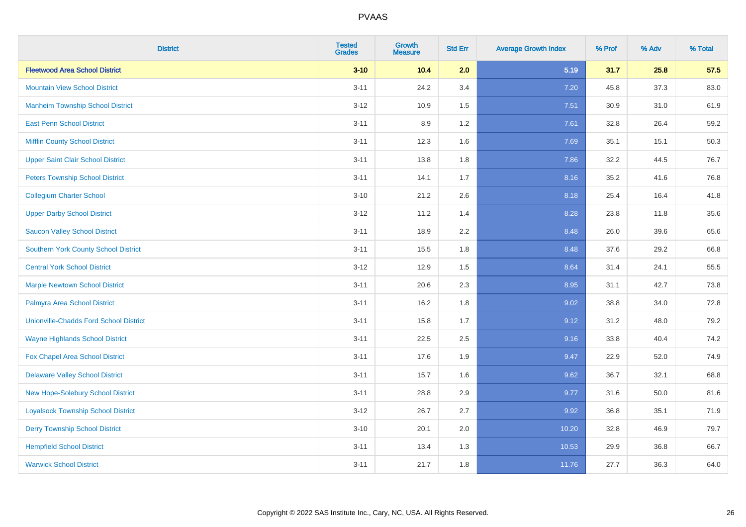| District | Tested Grades | Growth Measure | Std Err | Average Growth Index | % Prof | % Adv | % Total |
|---|---|---|---|---|---|---|---|
| **Fleetwood Area School District** | **3-10** | **10.4** | **2.0** | **5.19** | **31.7** | **25.8** | **57.5** |
| Mountain View School District | 3-11 | 24.2 | 3.4 | 7.20 | 45.8 | 37.3 | 83.0 |
| Manheim Township School District | 3-12 | 10.9 | 1.5 | 7.51 | 30.9 | 31.0 | 61.9 |
| East Penn School District | 3-11 | 8.9 | 1.2 | 7.61 | 32.8 | 26.4 | 59.2 |
| Mifflin County School District | 3-11 | 12.3 | 1.6 | 7.69 | 35.1 | 15.1 | 50.3 |
| Upper Saint Clair School District | 3-11 | 13.8 | 1.8 | 7.86 | 32.2 | 44.5 | 76.7 |
| Peters Township School District | 3-11 | 14.1 | 1.7 | 8.16 | 35.2 | 41.6 | 76.8 |
| Collegium Charter School | 3-10 | 21.2 | 2.6 | 8.18 | 25.4 | 16.4 | 41.8 |
| Upper Darby School District | 3-12 | 11.2 | 1.4 | 8.28 | 23.8 | 11.8 | 35.6 |
| Saucon Valley School District | 3-11 | 18.9 | 2.2 | 8.48 | 26.0 | 39.6 | 65.6 |
| Southern York County School District | 3-11 | 15.5 | 1.8 | 8.48 | 37.6 | 29.2 | 66.8 |
| Central York School District | 3-12 | 12.9 | 1.5 | 8.64 | 31.4 | 24.1 | 55.5 |
| Marple Newtown School District | 3-11 | 20.6 | 2.3 | 8.95 | 31.1 | 42.7 | 73.8 |
| Palmyra Area School District | 3-11 | 16.2 | 1.8 | 9.02 | 38.8 | 34.0 | 72.8 |
| Unionville-Chadds Ford School District | 3-11 | 15.8 | 1.7 | 9.12 | 31.2 | 48.0 | 79.2 |
| Wayne Highlands School District | 3-11 | 22.5 | 2.5 | 9.16 | 33.8 | 40.4 | 74.2 |
| Fox Chapel Area School District | 3-11 | 17.6 | 1.9 | 9.47 | 22.9 | 52.0 | 74.9 |
| Delaware Valley School District | 3-11 | 15.7 | 1.6 | 9.62 | 36.7 | 32.1 | 68.8 |
| New Hope-Solebury School District | 3-11 | 28.8 | 2.9 | 9.77 | 31.6 | 50.0 | 81.6 |
| Loyalsock Township School District | 3-12 | 26.7 | 2.7 | 9.92 | 36.8 | 35.1 | 71.9 |
| Derry Township School District | 3-10 | 20.1 | 2.0 | 10.20 | 32.8 | 46.9 | 79.7 |
| Hempfield School District | 3-11 | 13.4 | 1.3 | 10.53 | 29.9 | 36.8 | 66.7 |
| Warwick School District | 3-11 | 21.7 | 1.8 | 11.76 | 27.7 | 36.3 | 64.0 |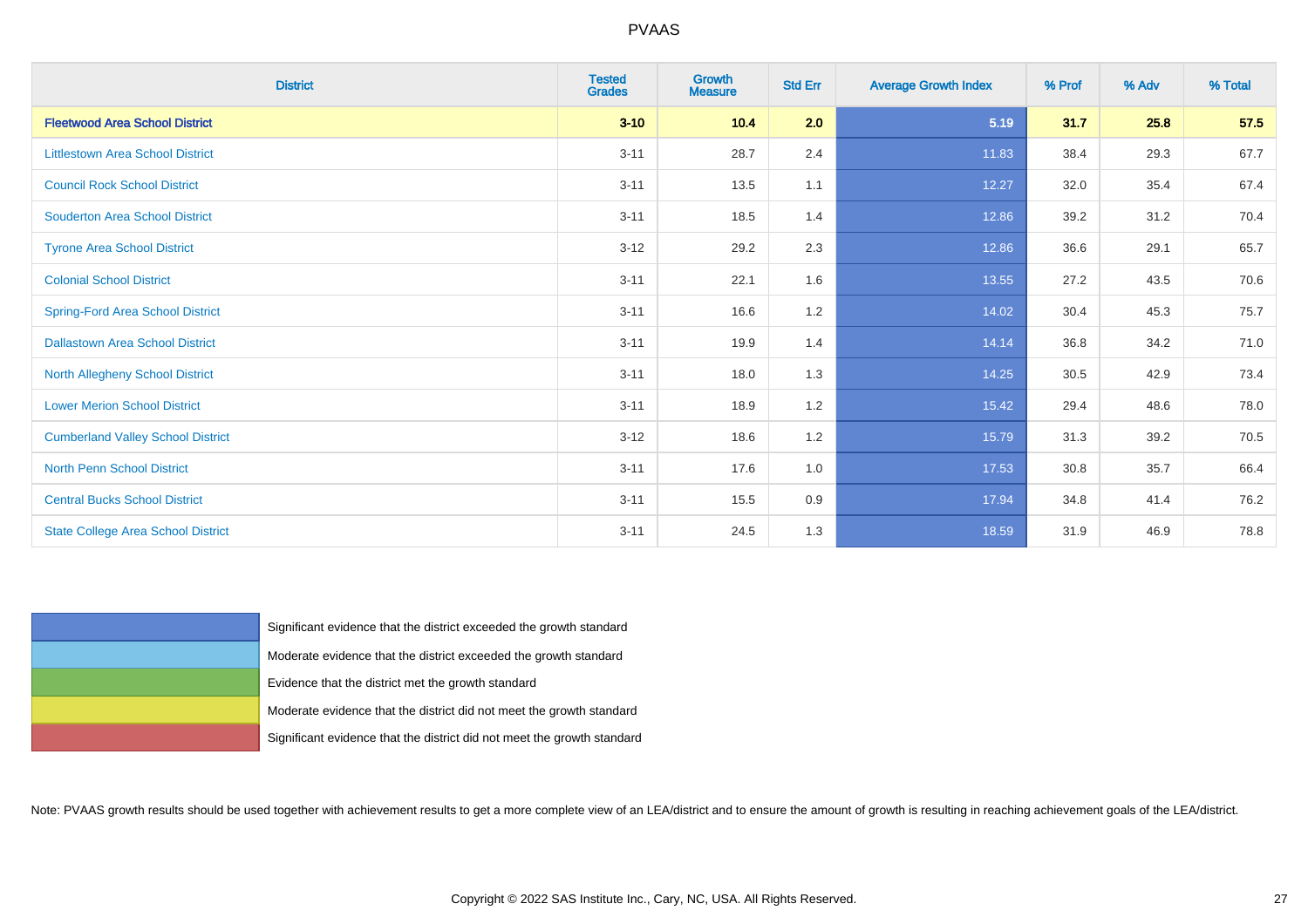| District | Tested Grades | Growth Measure | Std Err | Average Growth Index | % Prof | % Adv | % Total |
|---|---|---|---|---|---|---|---|
| **Fleetwood Area School District** | **3-10** | **10.4** | **2.0** | **5.19** | **31.7** | **25.8** | **57.5** |
| Littlestown Area School District | 3-11 | 28.7 | 2.4 | 11.83 | 38.4 | 29.3 | 67.7 |
| Council Rock School District | 3-11 | 13.5 | 1.1 | 12.27 | 32.0 | 35.4 | 67.4 |
| Souderton Area School District | 3-11 | 18.5 | 1.4 | 12.86 | 39.2 | 31.2 | 70.4 |
| Tyrone Area School District | 3-12 | 29.2 | 2.3 | 12.86 | 36.6 | 29.1 | 65.7 |
| Colonial School District | 3-11 | 22.1 | 1.6 | 13.55 | 27.2 | 43.5 | 70.6 |
| Spring-Ford Area School District | 3-11 | 16.6 | 1.2 | 14.02 | 30.4 | 45.3 | 75.7 |
| Dallastown Area School District | 3-11 | 19.9 | 1.4 | 14.14 | 36.8 | 34.2 | 71.0 |
| North Allegheny School District | 3-11 | 18.0 | 1.3 | 14.25 | 30.5 | 42.9 | 73.4 |
| Lower Merion School District | 3-11 | 18.9 | 1.2 | 15.42 | 29.4 | 48.6 | 78.0 |
| Cumberland Valley School District | 3-12 | 18.6 | 1.2 | 15.79 | 31.3 | 39.2 | 70.5 |
| North Penn School District | 3-11 | 17.6 | 1.0 | 17.53 | 30.8 | 35.7 | 66.4 |
| Central Bucks School District | 3-11 | 15.5 | 0.9 | 17.94 | 34.8 | 41.4 | 76.2 |
| State College Area School District | 3-11 | 24.5 | 1.3 | 18.59 | 31.9 | 46.9 | 78.8 |

Significant evidence that the district exceeded the growth standard

Moderate evidence that the district exceeded the growth standard

Evidence that the district met the growth standard

Moderate evidence that the district did not meet the growth standard

Significant evidence that the district did not meet the growth standard

Note: PVAAS growth results should be used together with achievement results to get a more complete view of an LEA/district and to ensure the amount of growth is resulting in reaching achievement goals of the LEA/district.

Copyright © 2022 SAS Institute Inc., Cary, NC, USA. All Rights Reserved.